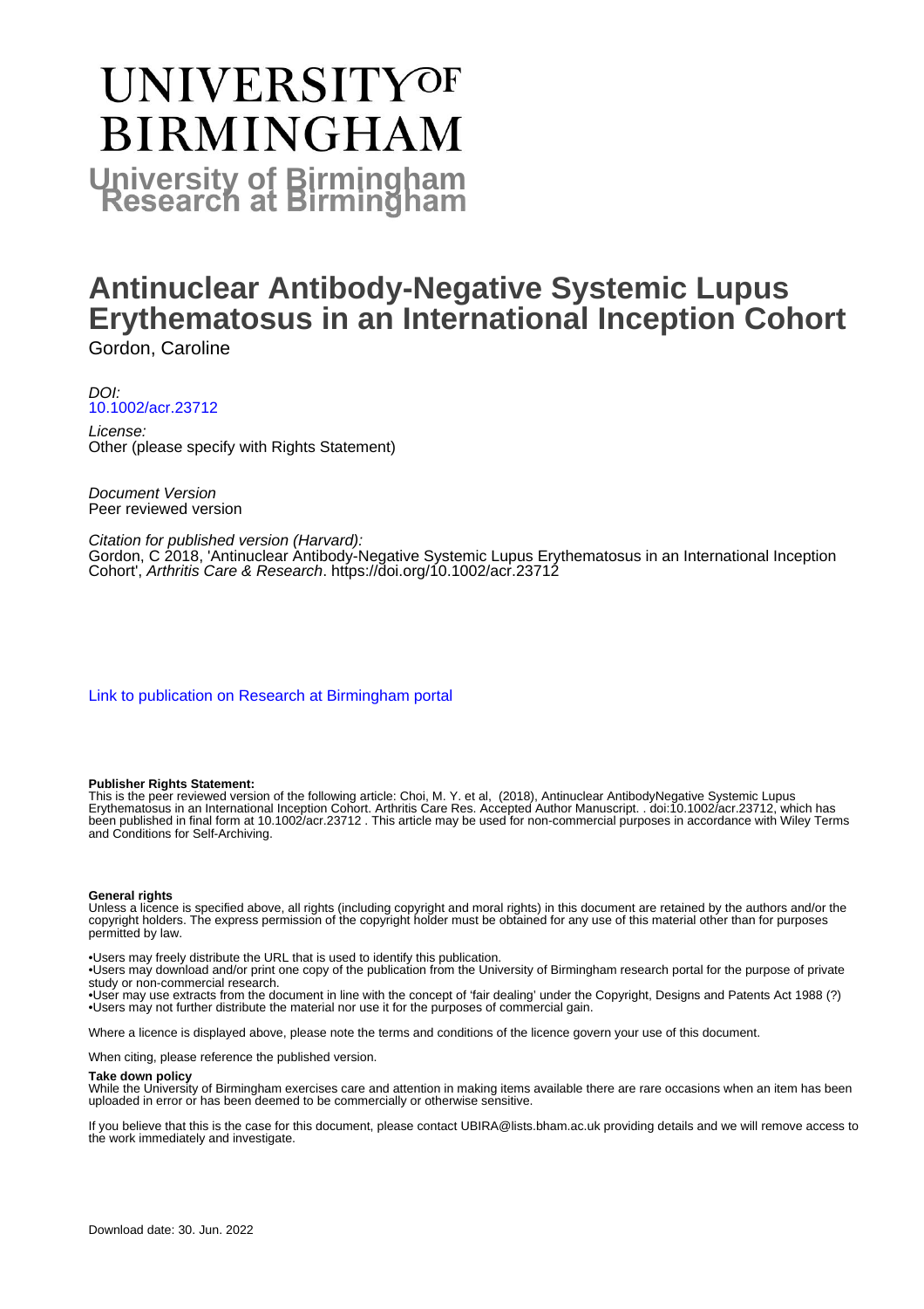# UNIVERSITY OF BIRMINGHAM

## University of Birmingham Research at Birmingham

# Antinuclear Antibody-Negative Systemic Lupus Erythematosus in an International Inception Cohort

Gordon, Caroline

*DOI:*
10.1002/acr.23712

*License:*
Other (please specify with Rights Statement)

*Document Version*
Peer reviewed version

*Citation for published version (Harvard):*
Gordon, C 2018, 'Antinuclear Antibody-Negative Systemic Lupus Erythematosus in an International Inception Cohort', *Arthritis Care & Research*. https://doi.org/10.1002/acr.23712

Link to publication on Research at Birmingham portal

**Publisher Rights Statement:**
This is the peer reviewed version of the following article: Choi, M. Y. et al, (2018), Antinuclear AntibodyNegative Systemic Lupus Erythematosus in an International Inception Cohort. Arthritis Care Res. Accepted Author Manuscript. . doi:10.1002/acr.23712, which has been published in final form at 10.1002/acr.23712 . This article may be used for non-commercial purposes in accordance with Wiley Terms and Conditions for Self-Archiving.

**General rights**
Unless a licence is specified above, all rights (including copyright and moral rights) in this document are retained by the authors and/or the copyright holders. The express permission of the copyright holder must be obtained for any use of this material other than for purposes permitted by law.

•Users may freely distribute the URL that is used to identify this publication.
•Users may download and/or print one copy of the publication from the University of Birmingham research portal for the purpose of private study or non-commercial research.
•User may use extracts from the document in line with the concept of 'fair dealing' under the Copyright, Designs and Patents Act 1988 (?)
•Users may not further distribute the material nor use it for the purposes of commercial gain.

Where a licence is displayed above, please note the terms and conditions of the licence govern your use of this document.

When citing, please reference the published version.

**Take down policy**
While the University of Birmingham exercises care and attention in making items available there are rare occasions when an item has been uploaded in error or has been deemed to be commercially or otherwise sensitive.

If you believe that this is the case for this document, please contact UBIRA@lists.bham.ac.uk providing details and we will remove access to the work immediately and investigate.

Download date: 30. Jun. 2022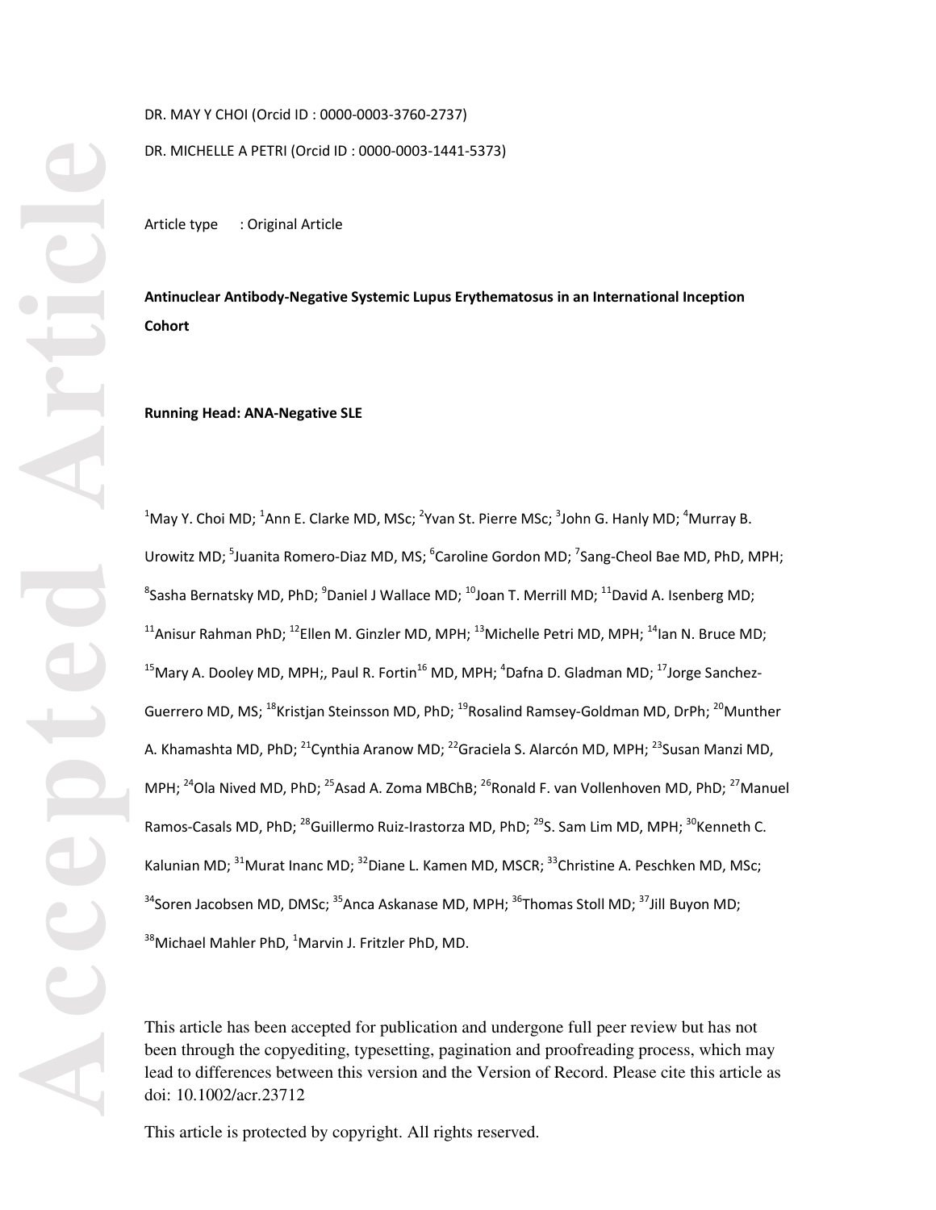DR. MAY Y CHOI (Orcid ID : 0000-0003-3760-2737)

DR. MICHELLE A PETRI (Orcid ID : 0000-0003-1441-5373)

Article type : Original Article

**Antinuclear Antibody-Negative Systemic Lupus Erythematosus in an International Inception Cohort**

**Running Head: ANA-Negative SLE**

[1]May Y. Choi MD; [1]Ann E. Clarke MD, MSc; [2]Yvan St. Pierre MSc; [3]John G. Hanly MD; [4]Murray B. Urowitz MD; [5]Juanita Romero-Diaz MD, MS; [6]Caroline Gordon MD; [7]Sang-Cheol Bae MD, PhD, MPH; [8]Sasha Bernatsky MD, PhD; [9]Daniel J Wallace MD; [10]Joan T. Merrill MD; [11]David A. Isenberg MD; [11]Anisur Rahman PhD; [12]Ellen M. Ginzler MD, MPH; [13]Michelle Petri MD, MPH; [14]Ian N. Bruce MD; [15]Mary A. Dooley MD, MPH;, Paul R. Fortin[16] MD, MPH; [4]Dafna D. Gladman MD; [17]Jorge Sanchez-Guerrero MD, MS; [18]Kristjan Steinsson MD, PhD; [19]Rosalind Ramsey-Goldman MD, DrPh; [20]Munther A. Khamashta MD, PhD; [21]Cynthia Aranow MD; [22]Graciela S. Alarcón MD, MPH; [23]Susan Manzi MD, MPH; [24]Ola Nived MD, PhD; [25]Asad A. Zoma MBChB; [26]Ronald F. van Vollenhoven MD, PhD; [27]Manuel Ramos-Casals MD, PhD; [28]Guillermo Ruiz-Irastorza MD, PhD; [29]S. Sam Lim MD, MPH; [30]Kenneth C. Kalunian MD; [31]Murat Inanc MD; [32]Diane L. Kamen MD, MSCR; [33]Christine A. Peschken MD, MSc; [34]Soren Jacobsen MD, DMSc; [35]Anca Askanase MD, MPH; [36]Thomas Stoll MD; [37]Jill Buyon MD; [38]Michael Mahler PhD, [1]Marvin J. Fritzler PhD, MD.

This article has been accepted for publication and undergone full peer review but has not been through the copyediting, typesetting, pagination and proofreading process, which may lead to differences between this version and the Version of Record. Please cite this article as doi: 10.1002/acr.23712

This article is protected by copyright. All rights reserved.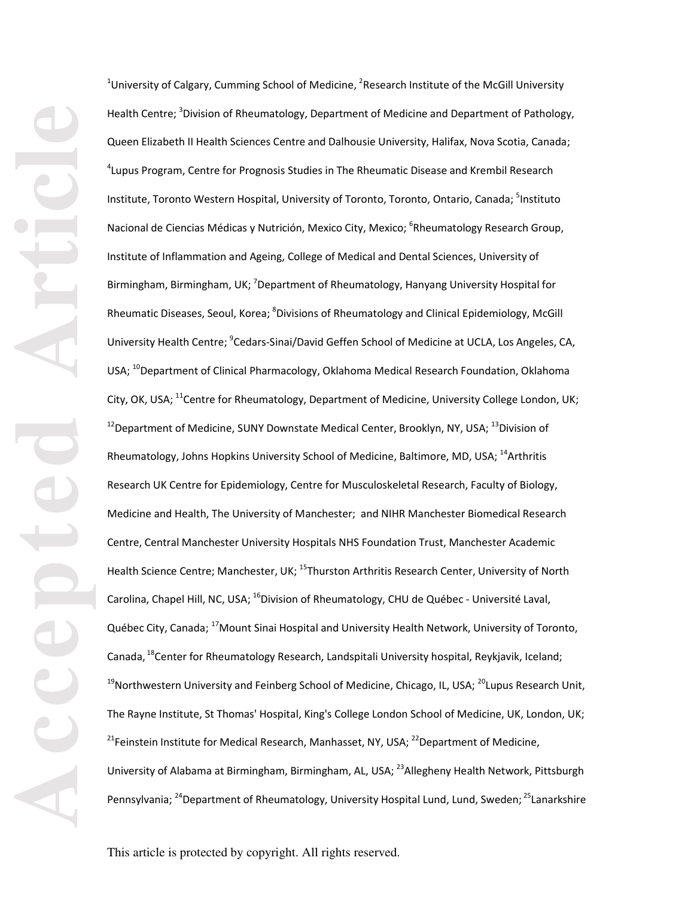[1]University of Calgary, Cumming School of Medicine, [2]Research Institute of the McGill University Health Centre; [3]Division of Rheumatology, Department of Medicine and Department of Pathology, Queen Elizabeth II Health Sciences Centre and Dalhousie University, Halifax, Nova Scotia, Canada; [4]Lupus Program, Centre for Prognosis Studies in The Rheumatic Disease and Krembil Research Institute, Toronto Western Hospital, University of Toronto, Toronto, Ontario, Canada; [5]Instituto Nacional de Ciencias Médicas y Nutrición, Mexico City, Mexico; [6]Rheumatology Research Group, Institute of Inflammation and Ageing, College of Medical and Dental Sciences, University of Birmingham, Birmingham, UK; [7]Department of Rheumatology, Hanyang University Hospital for Rheumatic Diseases, Seoul, Korea; [8]Divisions of Rheumatology and Clinical Epidemiology, McGill University Health Centre; [9]Cedars-Sinai/David Geffen School of Medicine at UCLA, Los Angeles, CA, USA; [10]Department of Clinical Pharmacology, Oklahoma Medical Research Foundation, Oklahoma City, OK, USA; [11]Centre for Rheumatology, Department of Medicine, University College London, UK; [12]Department of Medicine, SUNY Downstate Medical Center, Brooklyn, NY, USA; [13]Division of Rheumatology, Johns Hopkins University School of Medicine, Baltimore, MD, USA; [14]Arthritis Research UK Centre for Epidemiology, Centre for Musculoskeletal Research, Faculty of Biology, Medicine and Health, The University of Manchester; and NIHR Manchester Biomedical Research Centre, Central Manchester University Hospitals NHS Foundation Trust, Manchester Academic Health Science Centre; Manchester, UK; [15]Thurston Arthritis Research Center, University of North Carolina, Chapel Hill, NC, USA; [16]Division of Rheumatology, CHU de Québec - Université Laval, Québec City, Canada; [17]Mount Sinai Hospital and University Health Network, University of Toronto, Canada, [18]Center for Rheumatology Research, Landspitali University hospital, Reykjavik, Iceland; [19]Northwestern University and Feinberg School of Medicine, Chicago, IL, USA; [20]Lupus Research Unit, The Rayne Institute, St Thomas' Hospital, King's College London School of Medicine, UK, London, UK; [21]Feinstein Institute for Medical Research, Manhasset, NY, USA; [22]Department of Medicine, University of Alabama at Birmingham, Birmingham, AL, USA; [23]Allegheny Health Network, Pittsburgh Pennsylvania; [24]Department of Rheumatology, University Hospital Lund, Lund, Sweden; [25]Lanarkshire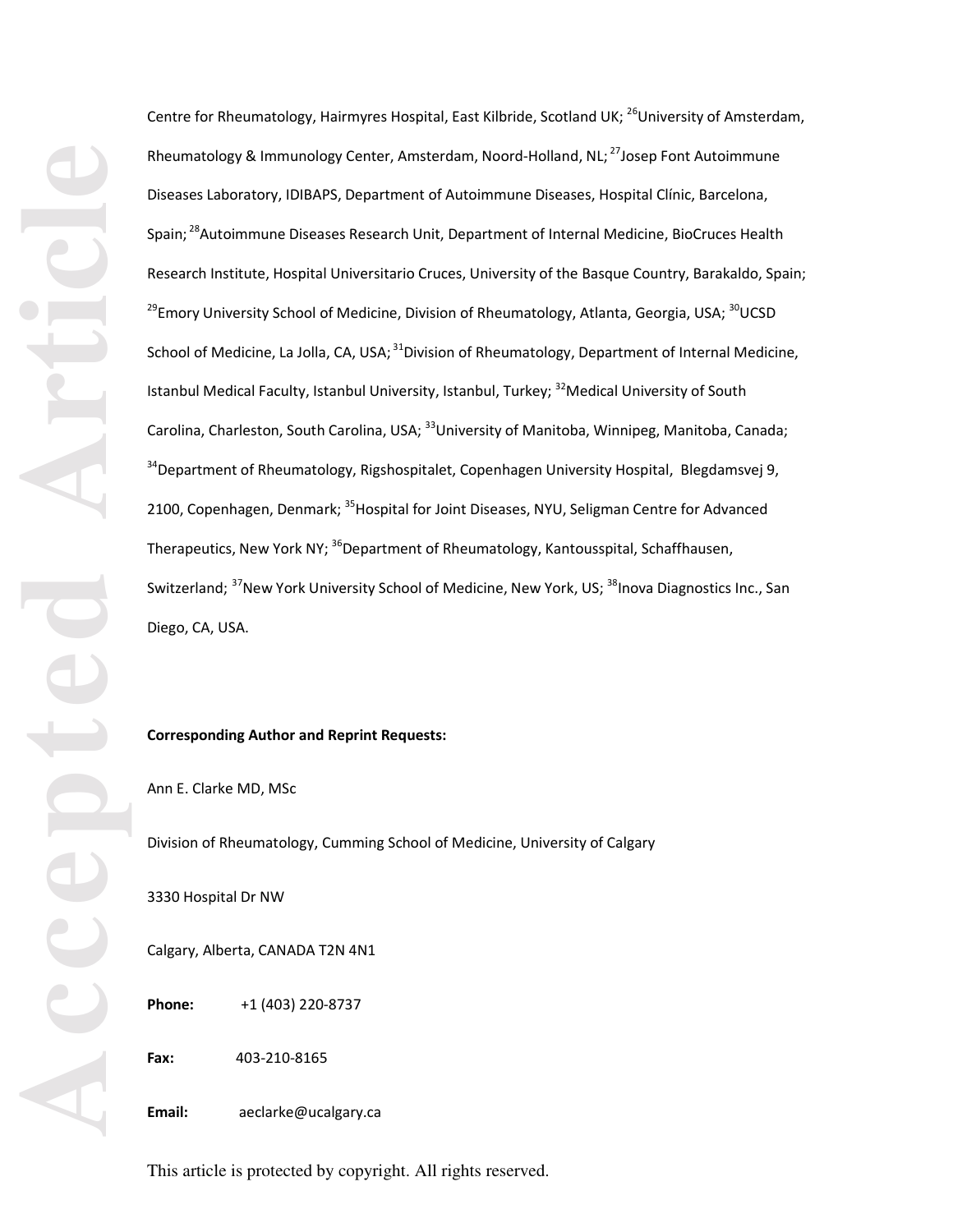Centre for Rheumatology, Hairmyres Hospital, East Kilbride, Scotland UK; [26]University of Amsterdam, Rheumatology & Immunology Center, Amsterdam, Noord-Holland, NL; [27]Josep Font Autoimmune Diseases Laboratory, IDIBAPS, Department of Autoimmune Diseases, Hospital Clínic, Barcelona, Spain; [28]Autoimmune Diseases Research Unit, Department of Internal Medicine, BioCruces Health Research Institute, Hospital Universitario Cruces, University of the Basque Country, Barakaldo, Spain; [29]Emory University School of Medicine, Division of Rheumatology, Atlanta, Georgia, USA; [30]UCSD School of Medicine, La Jolla, CA, USA; [31]Division of Rheumatology, Department of Internal Medicine, Istanbul Medical Faculty, Istanbul University, Istanbul, Turkey; [32]Medical University of South Carolina, Charleston, South Carolina, USA; [33]University of Manitoba, Winnipeg, Manitoba, Canada; [34]Department of Rheumatology, Rigshospitalet, Copenhagen University Hospital, Blegdamsvej 9, 2100, Copenhagen, Denmark; [35]Hospital for Joint Diseases, NYU, Seligman Centre for Advanced Therapeutics, New York NY; [36]Department of Rheumatology, Kantousspital, Schaffhausen, Switzerland; [37]New York University School of Medicine, New York, US; [38]Inova Diagnostics Inc., San Diego, CA, USA.

**Corresponding Author and Reprint Requests:**

Ann E. Clarke MD, MSc

Division of Rheumatology, Cumming School of Medicine, University of Calgary

3330 Hospital Dr NW

Calgary, Alberta, CANADA T2N 4N1

**Phone:** +1 (403) 220-8737

**Fax:** 403-210-8165

**Email:** aeclarke@ucalgary.ca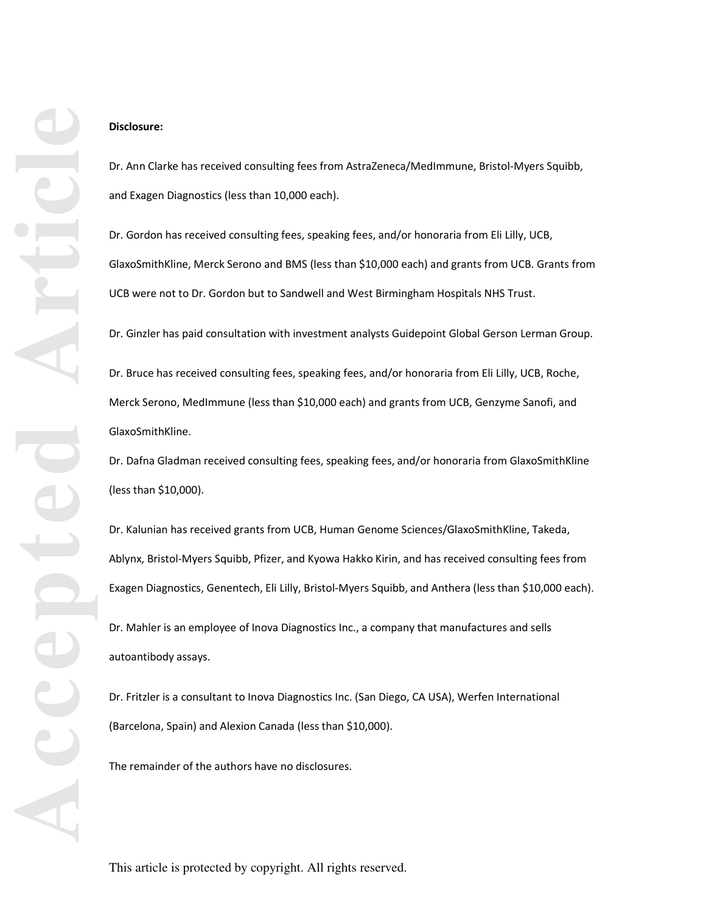**Disclosure:**

Dr. Ann Clarke has received consulting fees from AstraZeneca/MedImmune, Bristol-Myers Squibb, and Exagen Diagnostics (less than 10,000 each).

Dr. Gordon has received consulting fees, speaking fees, and/or honoraria from Eli Lilly, UCB, GlaxoSmithKline, Merck Serono and BMS (less than $10,000 each) and grants from UCB. Grants from UCB were not to Dr. Gordon but to Sandwell and West Birmingham Hospitals NHS Trust.

Dr. Ginzler has paid consultation with investment analysts Guidepoint Global Gerson Lerman Group.

Dr. Bruce has received consulting fees, speaking fees, and/or honoraria from Eli Lilly, UCB, Roche, Merck Serono, MedImmune (less than $10,000 each) and grants from UCB, Genzyme Sanofi, and GlaxoSmithKline.

Dr. Dafna Gladman received consulting fees, speaking fees, and/or honoraria from GlaxoSmithKline (less than $10,000).

Dr. Kalunian has received grants from UCB, Human Genome Sciences/GlaxoSmithKline, Takeda, Ablynx, Bristol-Myers Squibb, Pfizer, and Kyowa Hakko Kirin, and has received consulting fees from Exagen Diagnostics, Genentech, Eli Lilly, Bristol-Myers Squibb, and Anthera (less than $10,000 each).

Dr. Mahler is an employee of Inova Diagnostics Inc., a company that manufactures and sells autoantibody assays.

Dr. Fritzler is a consultant to Inova Diagnostics Inc. (San Diego, CA USA), Werfen International (Barcelona, Spain) and Alexion Canada (less than $10,000).

The remainder of the authors have no disclosures.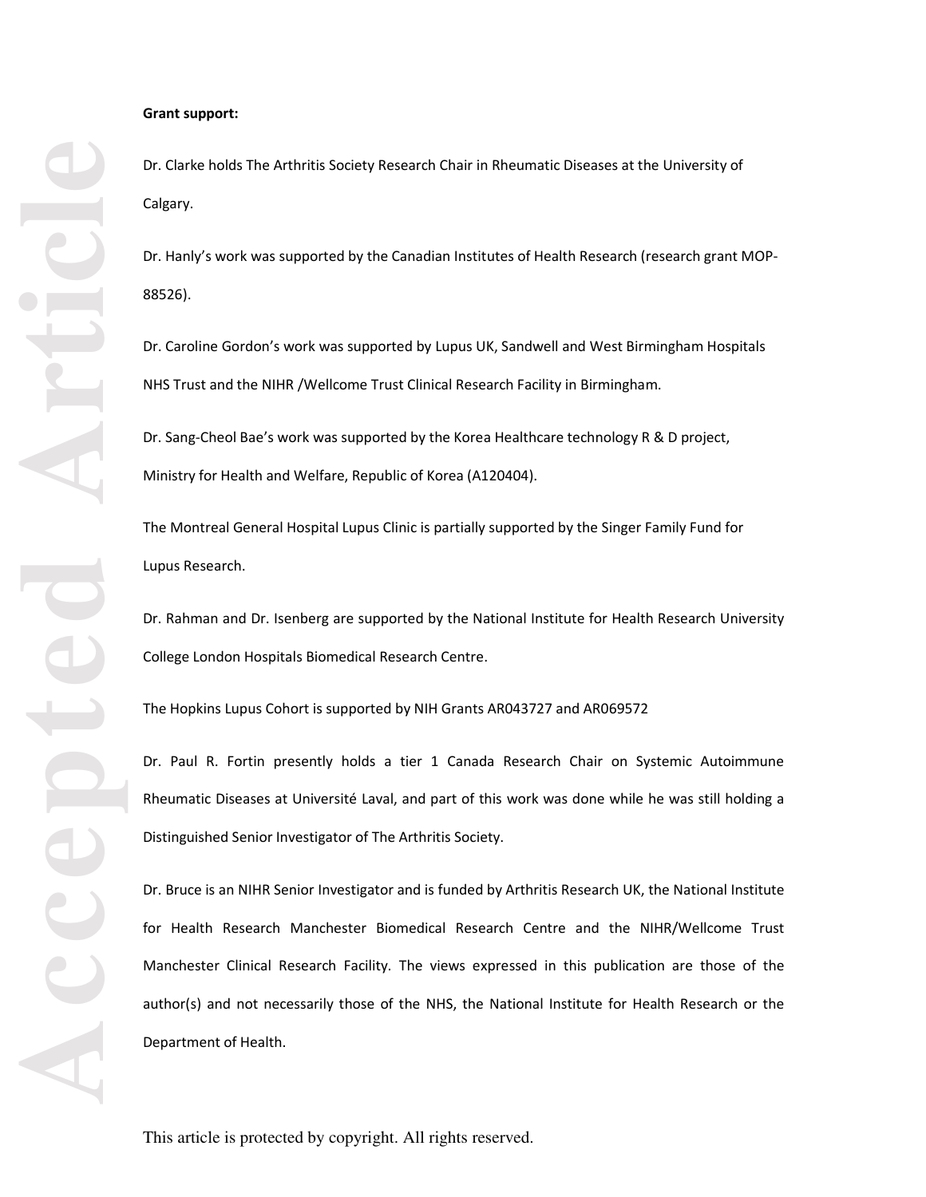**Grant support:**

Dr. Clarke holds The Arthritis Society Research Chair in Rheumatic Diseases at the University of Calgary.

Dr. Hanly's work was supported by the Canadian Institutes of Health Research (research grant MOP-88526).

Dr. Caroline Gordon's work was supported by Lupus UK, Sandwell and West Birmingham Hospitals NHS Trust and the NIHR /Wellcome Trust Clinical Research Facility in Birmingham.

Dr. Sang-Cheol Bae's work was supported by the Korea Healthcare technology R & D project, Ministry for Health and Welfare, Republic of Korea (A120404).

The Montreal General Hospital Lupus Clinic is partially supported by the Singer Family Fund for Lupus Research.

Dr. Rahman and Dr. Isenberg are supported by the National Institute for Health Research University College London Hospitals Biomedical Research Centre.

The Hopkins Lupus Cohort is supported by NIH Grants AR043727 and AR069572

Dr. Paul R. Fortin presently holds a tier 1 Canada Research Chair on Systemic Autoimmune Rheumatic Diseases at Université Laval, and part of this work was done while he was still holding a Distinguished Senior Investigator of The Arthritis Society.

Dr. Bruce is an NIHR Senior Investigator and is funded by Arthritis Research UK, the National Institute for Health Research Manchester Biomedical Research Centre and the NIHR/Wellcome Trust Manchester Clinical Research Facility. The views expressed in this publication are those of the author(s) and not necessarily those of the NHS, the National Institute for Health Research or the Department of Health.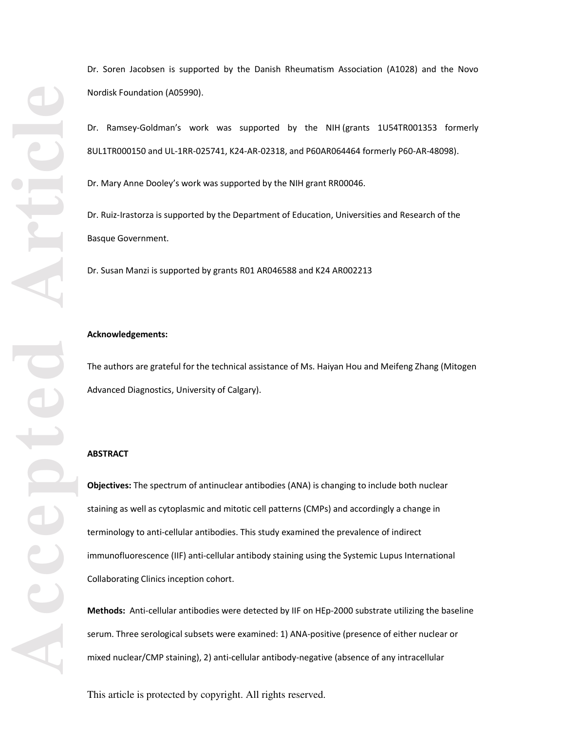Dr. Soren Jacobsen is supported by the Danish Rheumatism Association (A1028) and the Novo Nordisk Foundation (A05990).

Dr. Ramsey-Goldman's work was supported by the NIH (grants 1U54TR001353 formerly 8UL1TR000150 and UL-1RR-025741, K24-AR-02318, and P60AR064464 formerly P60-AR-48098).

Dr. Mary Anne Dooley's work was supported by the NIH grant RR00046.

Dr. Ruiz-Irastorza is supported by the Department of Education, Universities and Research of the Basque Government.

Dr. Susan Manzi is supported by grants R01 AR046588 and K24 AR002213

**Acknowledgements:**

The authors are grateful for the technical assistance of Ms. Haiyan Hou and Meifeng Zhang (Mitogen Advanced Diagnostics, University of Calgary).

**ABSTRACT**

**Objectives:** The spectrum of antinuclear antibodies (ANA) is changing to include both nuclear staining as well as cytoplasmic and mitotic cell patterns (CMPs) and accordingly a change in terminology to anti-cellular antibodies. This study examined the prevalence of indirect immunofluorescence (IIF) anti-cellular antibody staining using the Systemic Lupus International Collaborating Clinics inception cohort.

**Methods:** Anti-cellular antibodies were detected by IIF on HEp-2000 substrate utilizing the baseline serum. Three serological subsets were examined: 1) ANA-positive (presence of either nuclear or mixed nuclear/CMP staining), 2) anti-cellular antibody-negative (absence of any intracellular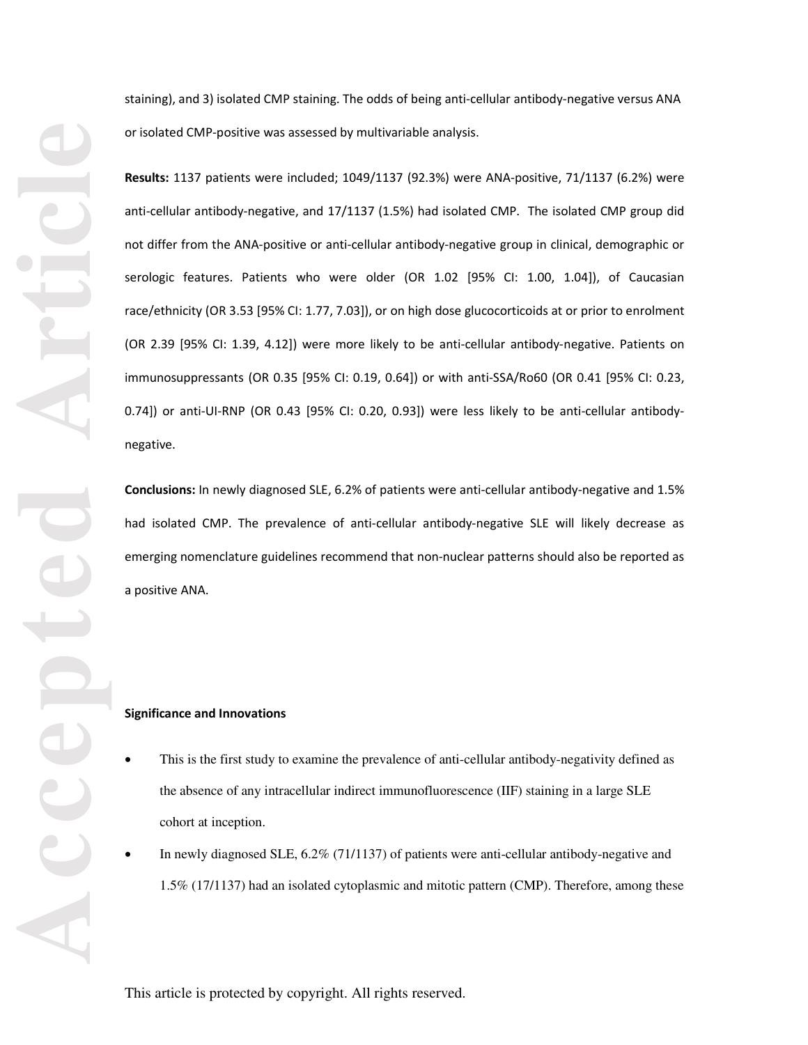staining), and 3) isolated CMP staining. The odds of being anti-cellular antibody-negative versus ANA or isolated CMP-positive was assessed by multivariable analysis.

**Results:** 1137 patients were included; 1049/1137 (92.3%) were ANA-positive, 71/1137 (6.2%) were anti-cellular antibody-negative, and 17/1137 (1.5%) had isolated CMP. The isolated CMP group did not differ from the ANA-positive or anti-cellular antibody-negative group in clinical, demographic or serologic features. Patients who were older (OR 1.02 [95% CI: 1.00, 1.04]), of Caucasian race/ethnicity (OR 3.53 [95% CI: 1.77, 7.03]), or on high dose glucocorticoids at or prior to enrolment (OR 2.39 [95% CI: 1.39, 4.12]) were more likely to be anti-cellular antibody-negative. Patients on immunosuppressants (OR 0.35 [95% CI: 0.19, 0.64]) or with anti-SSA/Ro60 (OR 0.41 [95% CI: 0.23, 0.74]) or anti-UI-RNP (OR 0.43 [95% CI: 0.20, 0.93]) were less likely to be anti-cellular antibody-negative.

**Conclusions:** In newly diagnosed SLE, 6.2% of patients were anti-cellular antibody-negative and 1.5% had isolated CMP. The prevalence of anti-cellular antibody-negative SLE will likely decrease as emerging nomenclature guidelines recommend that non-nuclear patterns should also be reported as a positive ANA.

#### Significance and Innovations

- This is the first study to examine the prevalence of anti-cellular antibody-negativity defined as the absence of any intracellular indirect immunofluorescence (IIF) staining in a large SLE cohort at inception.
- In newly diagnosed SLE, 6.2% (71/1137) of patients were anti-cellular antibody-negative and 1.5% (17/1137) had an isolated cytoplasmic and mitotic pattern (CMP). Therefore, among these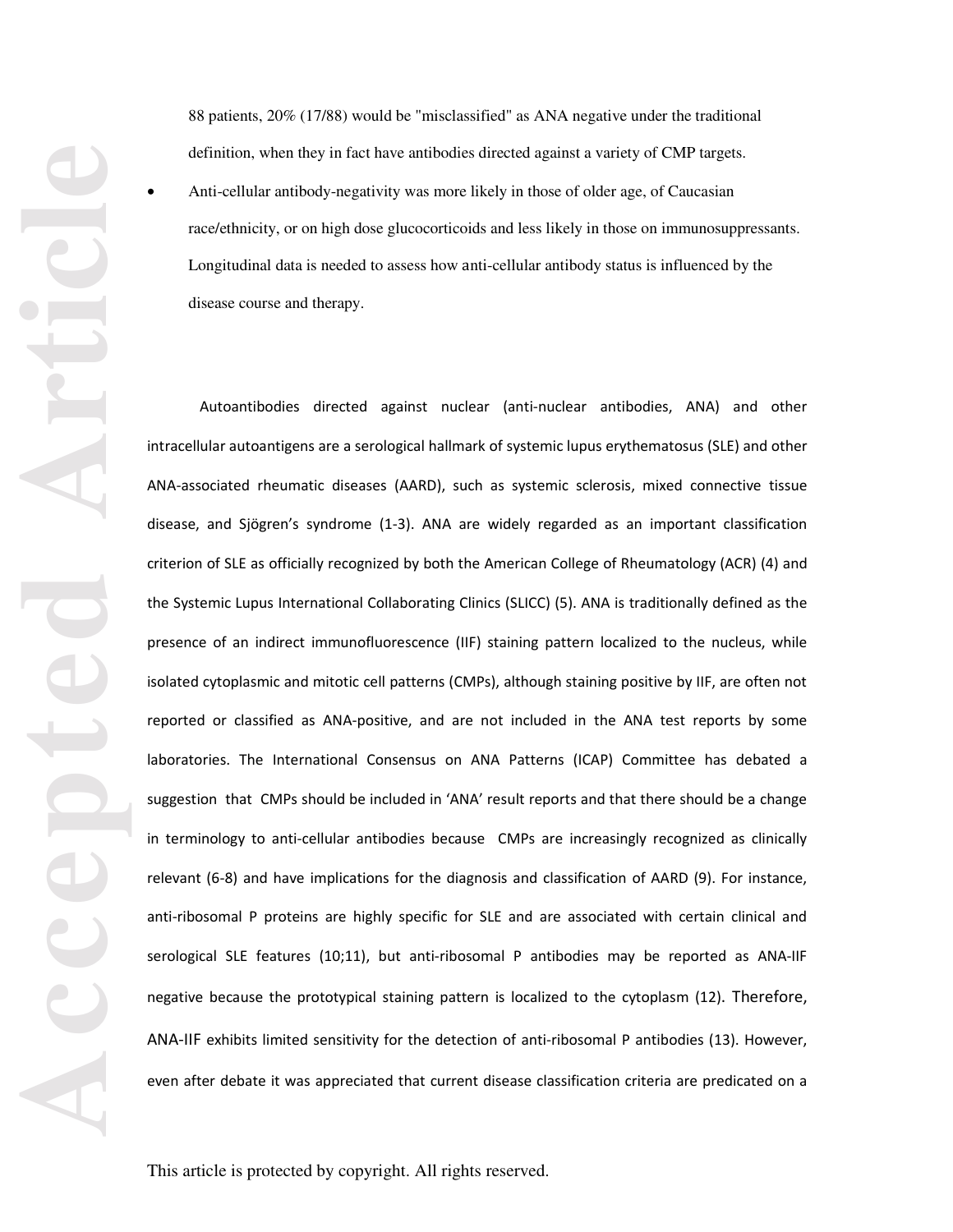88 patients, 20% (17/88) would be "misclassified" as ANA negative under the traditional definition, when they in fact have antibodies directed against a variety of CMP targets.

- Anti-cellular antibody-negativity was more likely in those of older age, of Caucasian race/ethnicity, or on high dose glucocorticoids and less likely in those on immunosuppressants. Longitudinal data is needed to assess how anti-cellular antibody status is influenced by the disease course and therapy.

Autoantibodies directed against nuclear (anti-nuclear antibodies, ANA) and other intracellular autoantigens are a serological hallmark of systemic lupus erythematosus (SLE) and other ANA-associated rheumatic diseases (AARD), such as systemic sclerosis, mixed connective tissue disease, and Sjögren's syndrome (1-3). ANA are widely regarded as an important classification criterion of SLE as officially recognized by both the American College of Rheumatology (ACR) (4) and the Systemic Lupus International Collaborating Clinics (SLICC) (5). ANA is traditionally defined as the presence of an indirect immunofluorescence (IIF) staining pattern localized to the nucleus, while isolated cytoplasmic and mitotic cell patterns (CMPs), although staining positive by IIF, are often not reported or classified as ANA-positive, and are not included in the ANA test reports by some laboratories. The International Consensus on ANA Patterns (ICAP) Committee has debated a suggestion that CMPs should be included in 'ANA' result reports and that there should be a change in terminology to anti-cellular antibodies because CMPs are increasingly recognized as clinically relevant (6-8) and have implications for the diagnosis and classification of AARD (9). For instance, anti-ribosomal P proteins are highly specific for SLE and are associated with certain clinical and serological SLE features (10;11), but anti-ribosomal P antibodies may be reported as ANA-IIF negative because the prototypical staining pattern is localized to the cytoplasm (12). Therefore, ANA-IIF exhibits limited sensitivity for the detection of anti-ribosomal P antibodies (13). However, even after debate it was appreciated that current disease classification criteria are predicated on a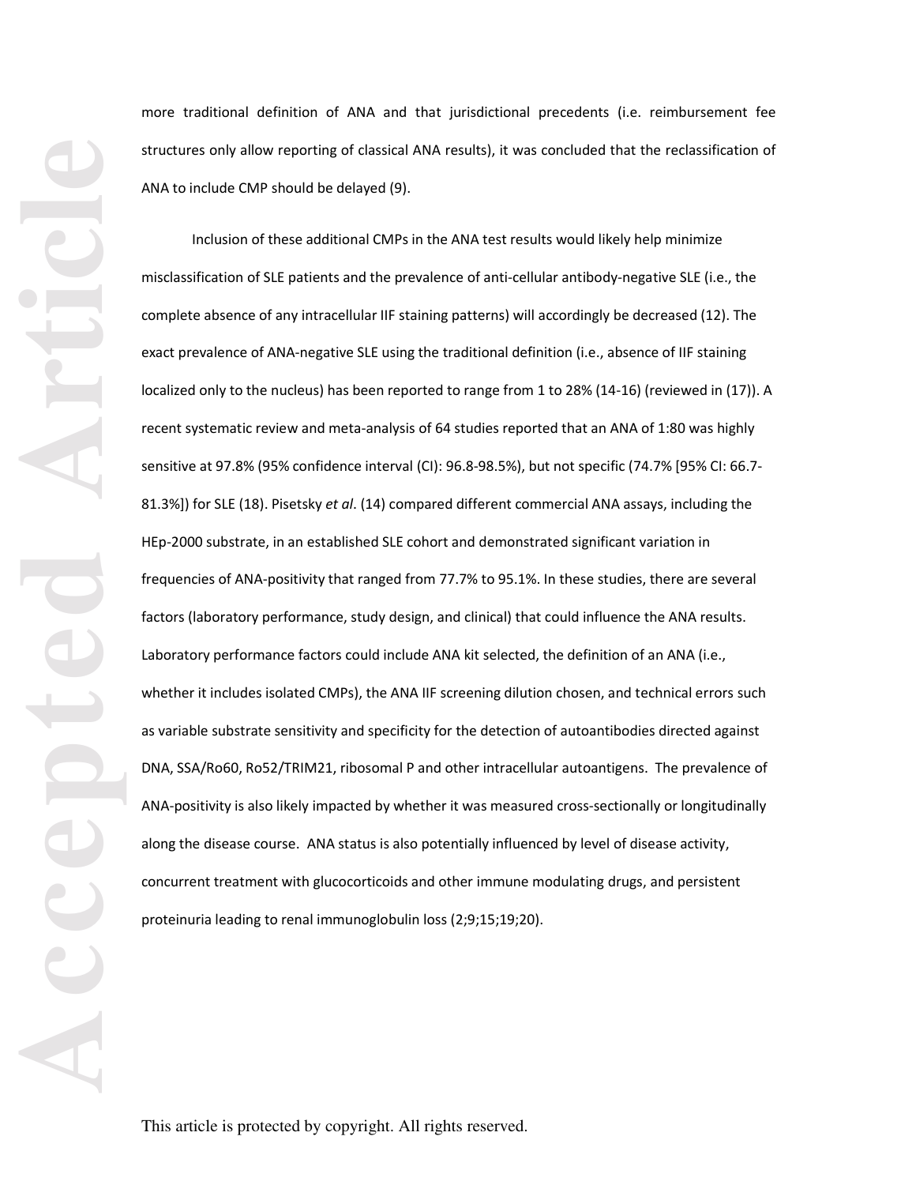more traditional definition of ANA and that jurisdictional precedents (i.e. reimbursement fee structures only allow reporting of classical ANA results), it was concluded that the reclassification of ANA to include CMP should be delayed (9).

Inclusion of these additional CMPs in the ANA test results would likely help minimize misclassification of SLE patients and the prevalence of anti-cellular antibody-negative SLE (i.e., the complete absence of any intracellular IIF staining patterns) will accordingly be decreased (12). The exact prevalence of ANA-negative SLE using the traditional definition (i.e., absence of IIF staining localized only to the nucleus) has been reported to range from 1 to 28% (14-16) (reviewed in (17)). A recent systematic review and meta-analysis of 64 studies reported that an ANA of 1:80 was highly sensitive at 97.8% (95% confidence interval (CI): 96.8-98.5%), but not specific (74.7% [95% CI: 66.7-81.3%]) for SLE (18). Pisetsky *et al*. (14) compared different commercial ANA assays, including the HEp-2000 substrate, in an established SLE cohort and demonstrated significant variation in frequencies of ANA-positivity that ranged from 77.7% to 95.1%. In these studies, there are several factors (laboratory performance, study design, and clinical) that could influence the ANA results. Laboratory performance factors could include ANA kit selected, the definition of an ANA (i.e., whether it includes isolated CMPs), the ANA IIF screening dilution chosen, and technical errors such as variable substrate sensitivity and specificity for the detection of autoantibodies directed against DNA, SSA/Ro60, Ro52/TRIM21, ribosomal P and other intracellular autoantigens. The prevalence of ANA-positivity is also likely impacted by whether it was measured cross-sectionally or longitudinally along the disease course. ANA status is also potentially influenced by level of disease activity, concurrent treatment with glucocorticoids and other immune modulating drugs, and persistent proteinuria leading to renal immunoglobulin loss (2;9;15;19;20).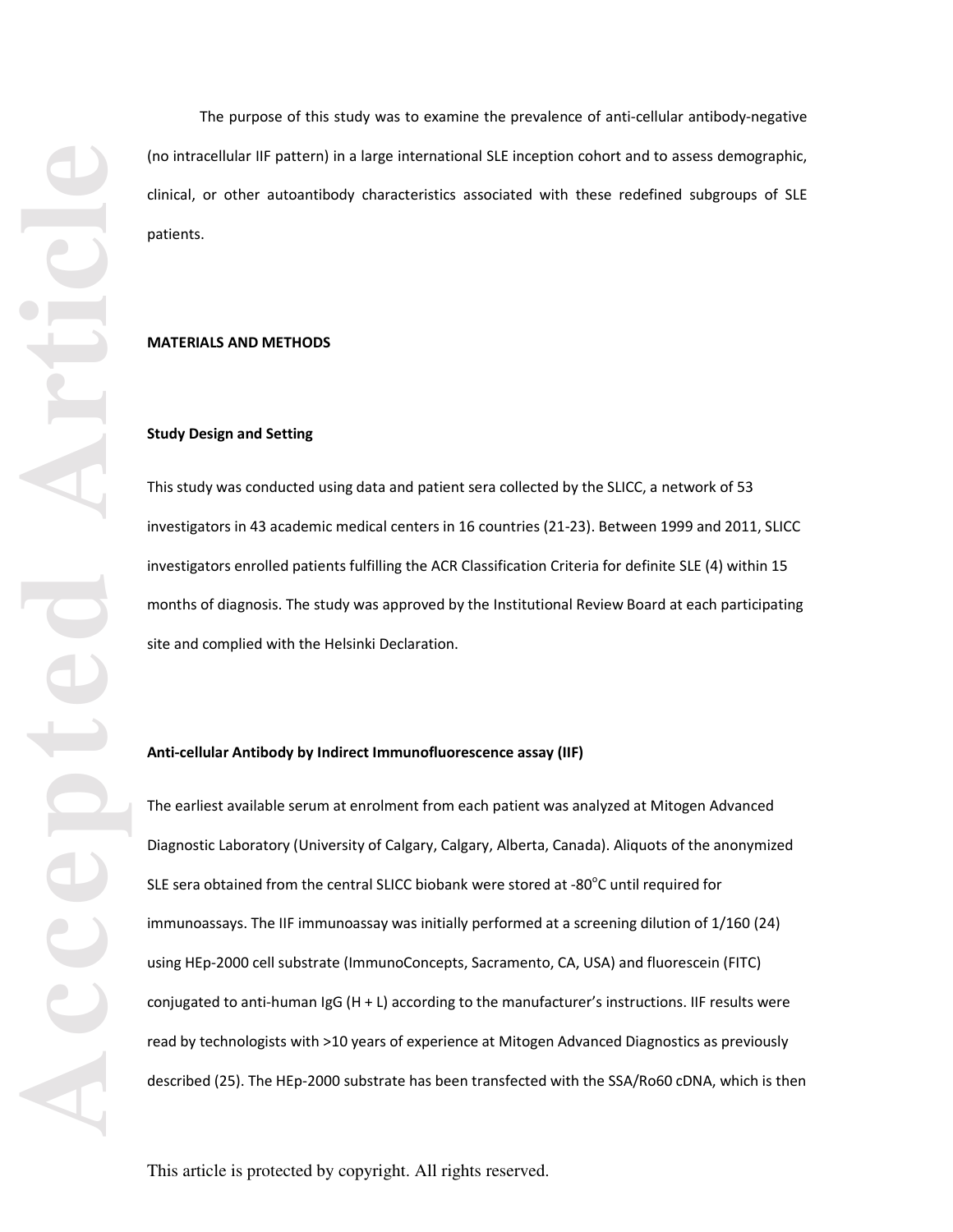The purpose of this study was to examine the prevalence of anti-cellular antibody-negative (no intracellular IIF pattern) in a large international SLE inception cohort and to assess demographic, clinical, or other autoantibody characteristics associated with these redefined subgroups of SLE patients.

## MATERIALS AND METHODS

### Study Design and Setting

This study was conducted using data and patient sera collected by the SLICC, a network of 53 investigators in 43 academic medical centers in 16 countries (21-23). Between 1999 and 2011, SLICC investigators enrolled patients fulfilling the ACR Classification Criteria for definite SLE (4) within 15 months of diagnosis. The study was approved by the Institutional Review Board at each participating site and complied with the Helsinki Declaration.

### Anti-cellular Antibody by Indirect Immunofluorescence assay (IIF)

The earliest available serum at enrolment from each patient was analyzed at Mitogen Advanced Diagnostic Laboratory (University of Calgary, Calgary, Alberta, Canada). Aliquots of the anonymized SLE sera obtained from the central SLICC biobank were stored at -80°C until required for immunoassays. The IIF immunoassay was initially performed at a screening dilution of 1/160 (24) using HEp-2000 cell substrate (ImmunoConcepts, Sacramento, CA, USA) and fluorescein (FITC) conjugated to anti-human IgG (H + L) according to the manufacturer's instructions. IIF results were read by technologists with >10 years of experience at Mitogen Advanced Diagnostics as previously described (25). The HEp-2000 substrate has been transfected with the SSA/Ro60 cDNA, which is then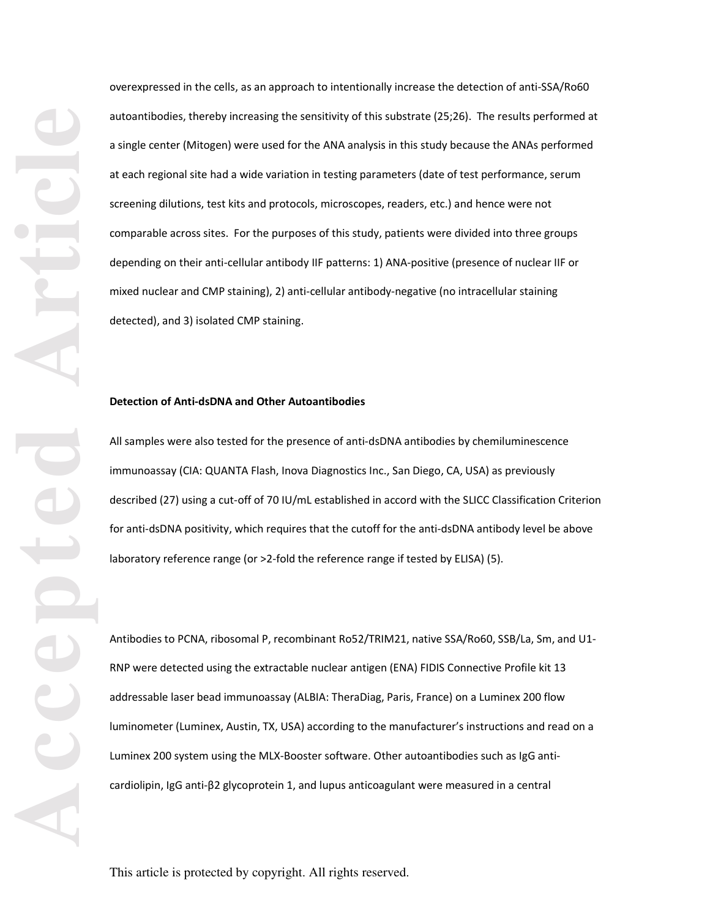overexpressed in the cells, as an approach to intentionally increase the detection of anti-SSA/Ro60 autoantibodies, thereby increasing the sensitivity of this substrate (25;26). The results performed at a single center (Mitogen) were used for the ANA analysis in this study because the ANAs performed at each regional site had a wide variation in testing parameters (date of test performance, serum screening dilutions, test kits and protocols, microscopes, readers, etc.) and hence were not comparable across sites. For the purposes of this study, patients were divided into three groups depending on their anti-cellular antibody IIF patterns: 1) ANA-positive (presence of nuclear IIF or mixed nuclear and CMP staining), 2) anti-cellular antibody-negative (no intracellular staining detected), and 3) isolated CMP staining.

**Detection of Anti-dsDNA and Other Autoantibodies**

All samples were also tested for the presence of anti-dsDNA antibodies by chemiluminescence immunoassay (CIA: QUANTA Flash, Inova Diagnostics Inc., San Diego, CA, USA) as previously described (27) using a cut-off of 70 IU/mL established in accord with the SLICC Classification Criterion for anti-dsDNA positivity, which requires that the cutoff for the anti-dsDNA antibody level be above laboratory reference range (or >2-fold the reference range if tested by ELISA) (5).

Antibodies to PCNA, ribosomal P, recombinant Ro52/TRIM21, native SSA/Ro60, SSB/La, Sm, and U1-RNP were detected using the extractable nuclear antigen (ENA) FIDIS Connective Profile kit 13 addressable laser bead immunoassay (ALBIA: TheraDiag, Paris, France) on a Luminex 200 flow luminometer (Luminex, Austin, TX, USA) according to the manufacturer's instructions and read on a Luminex 200 system using the MLX-Booster software. Other autoantibodies such as IgG anti-cardiolipin, IgG anti-β2 glycoprotein 1, and lupus anticoagulant were measured in a central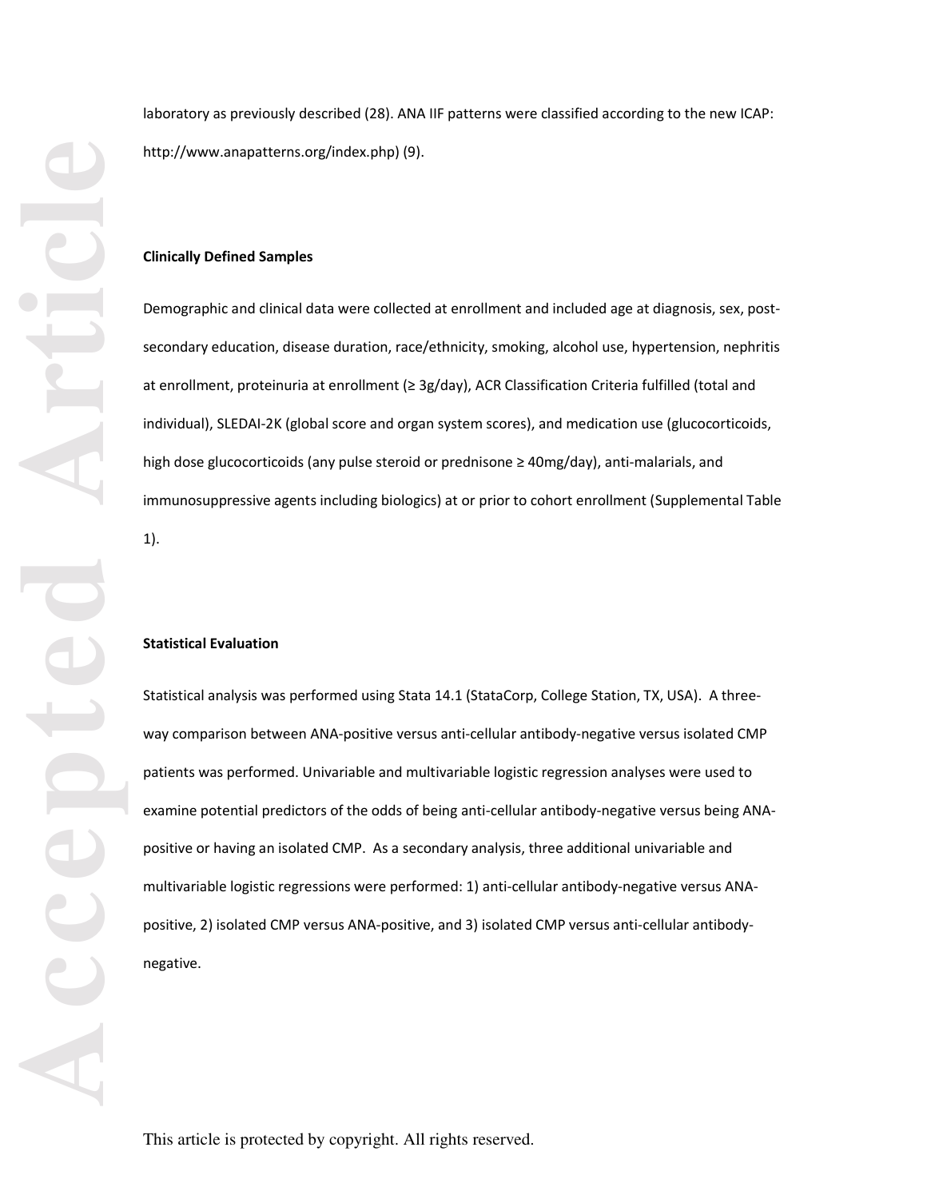laboratory as previously described (28). ANA IIF patterns were classified according to the new ICAP: http://www.anapatterns.org/index.php) (9).

**Clinically Defined Samples**

Demographic and clinical data were collected at enrollment and included age at diagnosis, sex, post-secondary education, disease duration, race/ethnicity, smoking, alcohol use, hypertension, nephritis at enrollment, proteinuria at enrollment (≥ 3g/day), ACR Classification Criteria fulfilled (total and individual), SLEDAI-2K (global score and organ system scores), and medication use (glucocorticoids, high dose glucocorticoids (any pulse steroid or prednisone ≥ 40mg/day), anti-malarials, and immunosuppressive agents including biologics) at or prior to cohort enrollment (Supplemental Table 1).

**Statistical Evaluation**

Statistical analysis was performed using Stata 14.1 (StataCorp, College Station, TX, USA). A three-way comparison between ANA-positive versus anti-cellular antibody-negative versus isolated CMP patients was performed. Univariable and multivariable logistic regression analyses were used to examine potential predictors of the odds of being anti-cellular antibody-negative versus being ANA-positive or having an isolated CMP. As a secondary analysis, three additional univariable and multivariable logistic regressions were performed: 1) anti-cellular antibody-negative versus ANA-positive, 2) isolated CMP versus ANA-positive, and 3) isolated CMP versus anti-cellular antibody-negative.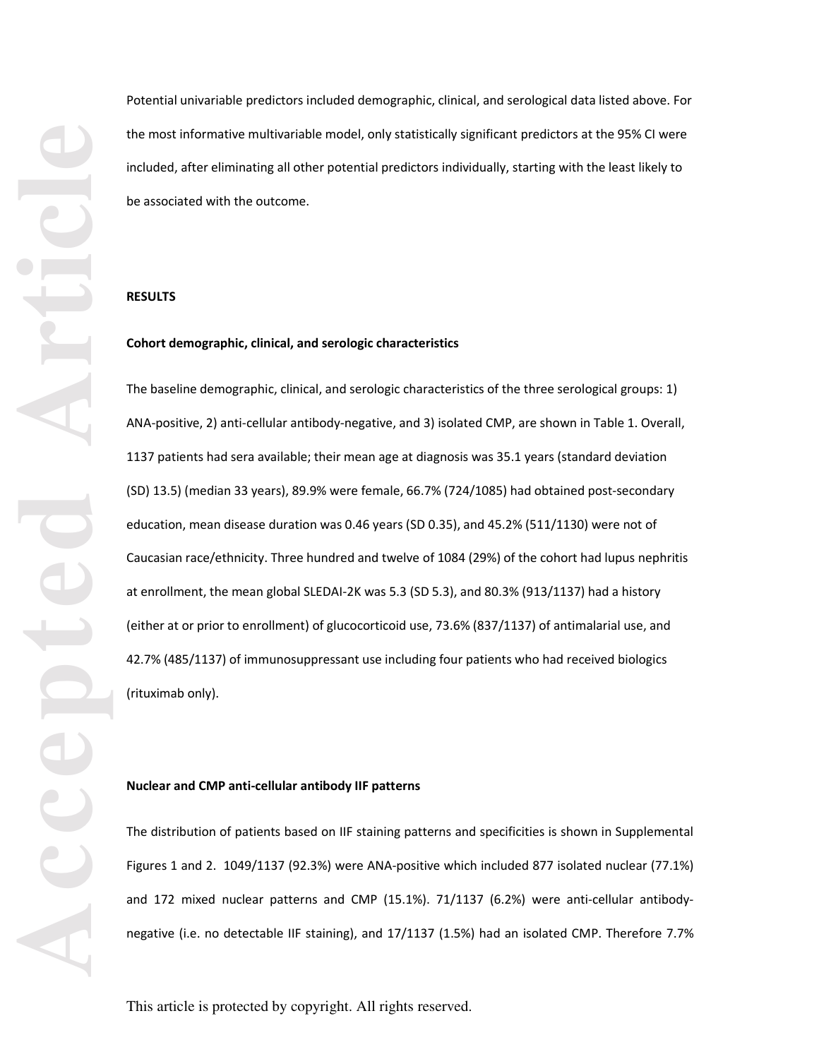Potential univariable predictors included demographic, clinical, and serological data listed above. For the most informative multivariable model, only statistically significant predictors at the 95% CI were included, after eliminating all other potential predictors individually, starting with the least likely to be associated with the outcome.

## RESULTS

### Cohort demographic, clinical, and serologic characteristics

The baseline demographic, clinical, and serologic characteristics of the three serological groups: 1) ANA-positive, 2) anti-cellular antibody-negative, and 3) isolated CMP, are shown in Table 1. Overall, 1137 patients had sera available; their mean age at diagnosis was 35.1 years (standard deviation (SD) 13.5) (median 33 years), 89.9% were female, 66.7% (724/1085) had obtained post-secondary education, mean disease duration was 0.46 years (SD 0.35), and 45.2% (511/1130) were not of Caucasian race/ethnicity. Three hundred and twelve of 1084 (29%) of the cohort had lupus nephritis at enrollment, the mean global SLEDAI-2K was 5.3 (SD 5.3), and 80.3% (913/1137) had a history (either at or prior to enrollment) of glucocorticoid use, 73.6% (837/1137) of antimalarial use, and 42.7% (485/1137) of immunosuppressant use including four patients who had received biologics (rituximab only).

### Nuclear and CMP anti-cellular antibody IIF patterns

The distribution of patients based on IIF staining patterns and specificities is shown in Supplemental Figures 1 and 2. 1049/1137 (92.3%) were ANA-positive which included 877 isolated nuclear (77.1%) and 172 mixed nuclear patterns and CMP (15.1%). 71/1137 (6.2%) were anti-cellular antibody-negative (i.e. no detectable IIF staining), and 17/1137 (1.5%) had an isolated CMP. Therefore 7.7%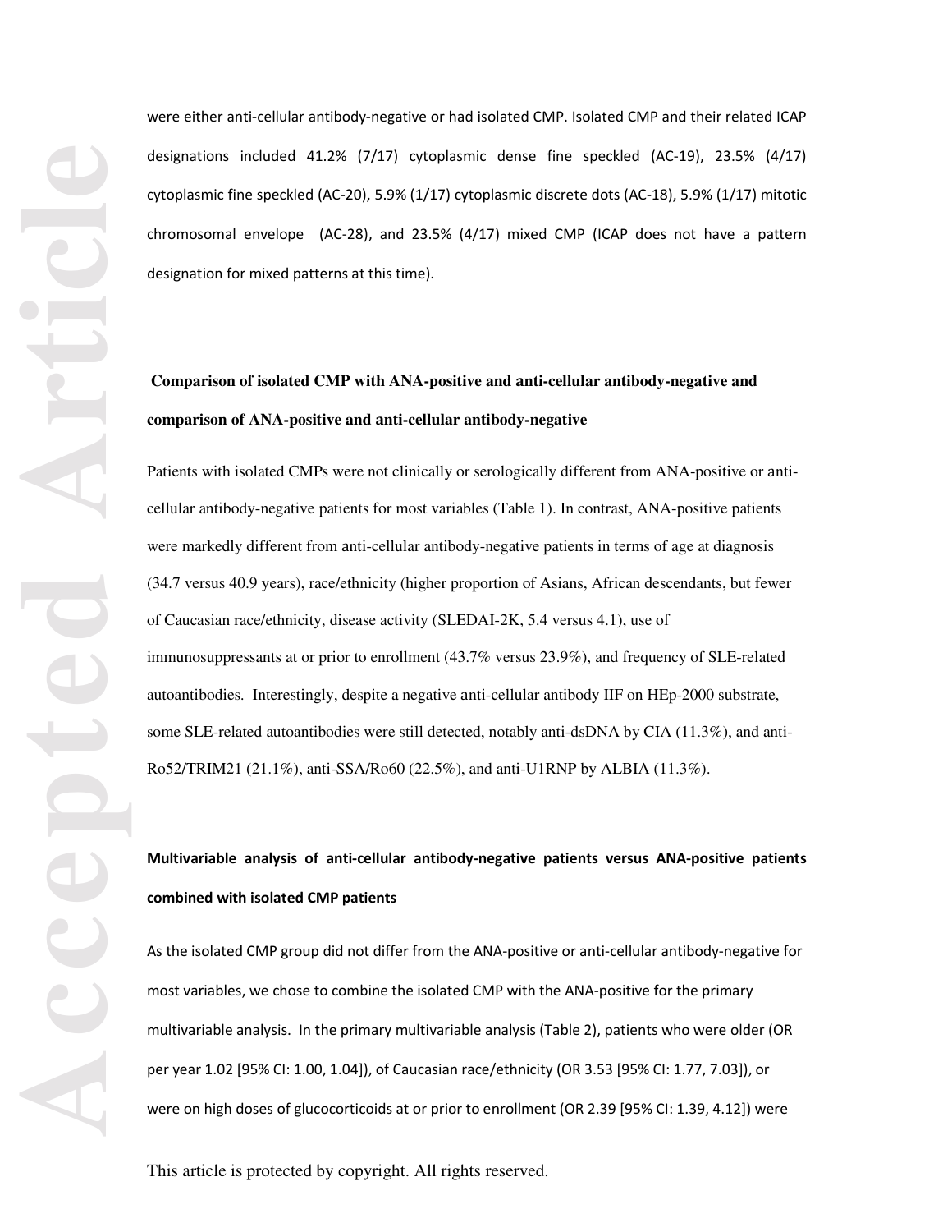were either anti-cellular antibody-negative or had isolated CMP. Isolated CMP and their related ICAP designations included 41.2% (7/17) cytoplasmic dense fine speckled (AC-19), 23.5% (4/17) cytoplasmic fine speckled (AC-20), 5.9% (1/17) cytoplasmic discrete dots (AC-18), 5.9% (1/17) mitotic chromosomal envelope (AC-28), and 23.5% (4/17) mixed CMP (ICAP does not have a pattern designation for mixed patterns at this time).

**Comparison of isolated CMP with ANA-positive and anti-cellular antibody-negative and comparison of ANA-positive and anti-cellular antibody-negative**

Patients with isolated CMPs were not clinically or serologically different from ANA-positive or anti-cellular antibody-negative patients for most variables (Table 1). In contrast, ANA-positive patients were markedly different from anti-cellular antibody-negative patients in terms of age at diagnosis (34.7 versus 40.9 years), race/ethnicity (higher proportion of Asians, African descendants, but fewer of Caucasian race/ethnicity, disease activity (SLEDAI-2K, 5.4 versus 4.1), use of immunosuppressants at or prior to enrollment (43.7% versus 23.9%), and frequency of SLE-related autoantibodies. Interestingly, despite a negative anti-cellular antibody IIF on HEp-2000 substrate, some SLE-related autoantibodies were still detected, notably anti-dsDNA by CIA (11.3%), and anti-Ro52/TRIM21 (21.1%), anti-SSA/Ro60 (22.5%), and anti-U1RNP by ALBIA (11.3%).

**Multivariable analysis of anti-cellular antibody-negative patients versus ANA-positive patients combined with isolated CMP patients**

As the isolated CMP group did not differ from the ANA-positive or anti-cellular antibody-negative for most variables, we chose to combine the isolated CMP with the ANA-positive for the primary multivariable analysis. In the primary multivariable analysis (Table 2), patients who were older (OR per year 1.02 [95% CI: 1.00, 1.04]), of Caucasian race/ethnicity (OR 3.53 [95% CI: 1.77, 7.03]), or were on high doses of glucocorticoids at or prior to enrollment (OR 2.39 [95% CI: 1.39, 4.12]) were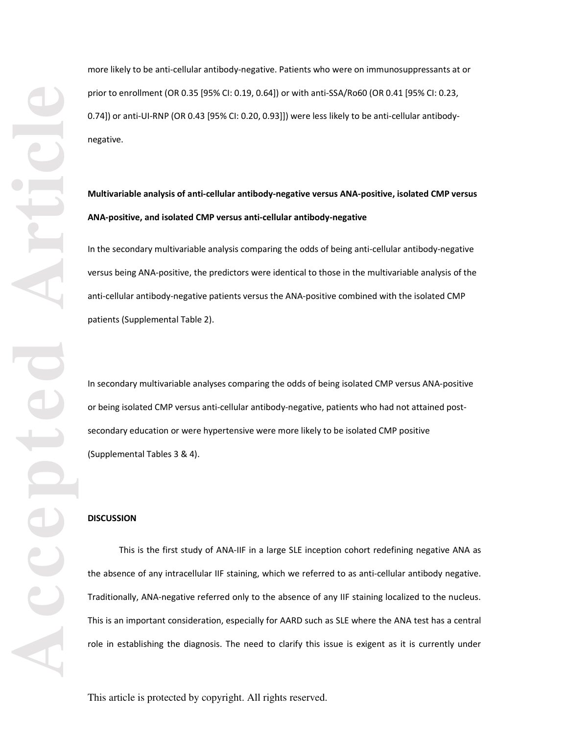more likely to be anti-cellular antibody-negative. Patients who were on immunosuppressants at or prior to enrollment (OR 0.35 [95% CI: 0.19, 0.64]) or with anti-SSA/Ro60 (OR 0.41 [95% CI: 0.23, 0.74]) or anti-UI-RNP (OR 0.43 [95% CI: 0.20, 0.93]]) were less likely to be anti-cellular antibody-negative.

**Multivariable analysis of anti-cellular antibody-negative versus ANA-positive, isolated CMP versus ANA-positive, and isolated CMP versus anti-cellular antibody-negative**

In the secondary multivariable analysis comparing the odds of being anti-cellular antibody-negative versus being ANA-positive, the predictors were identical to those in the multivariable analysis of the anti-cellular antibody-negative patients versus the ANA-positive combined with the isolated CMP patients (Supplemental Table 2).

In secondary multivariable analyses comparing the odds of being isolated CMP versus ANA-positive or being isolated CMP versus anti-cellular antibody-negative, patients who had not attained post-secondary education or were hypertensive were more likely to be isolated CMP positive (Supplemental Tables 3 & 4).

**DISCUSSION**

This is the first study of ANA-IIF in a large SLE inception cohort redefining negative ANA as the absence of any intracellular IIF staining, which we referred to as anti-cellular antibody negative. Traditionally, ANA-negative referred only to the absence of any IIF staining localized to the nucleus. This is an important consideration, especially for AARD such as SLE where the ANA test has a central role in establishing the diagnosis. The need to clarify this issue is exigent as it is currently under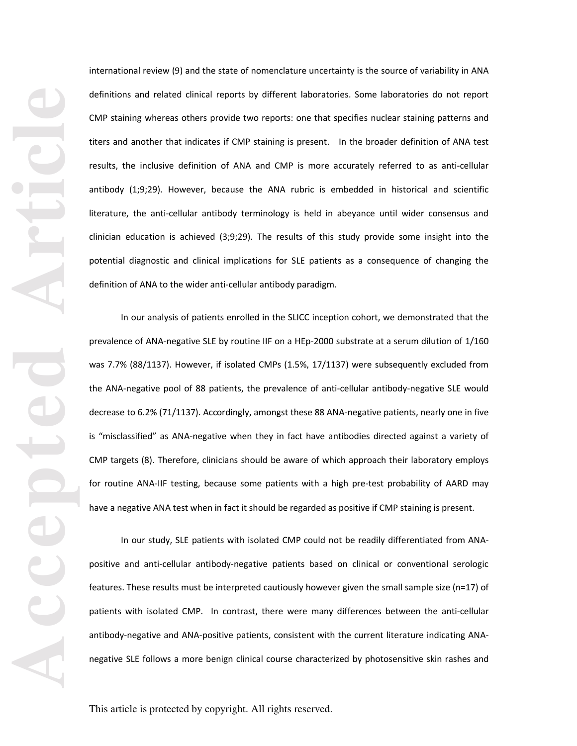international review (9) and the state of nomenclature uncertainty is the source of variability in ANA definitions and related clinical reports by different laboratories. Some laboratories do not report CMP staining whereas others provide two reports: one that specifies nuclear staining patterns and titers and another that indicates if CMP staining is present. In the broader definition of ANA test results, the inclusive definition of ANA and CMP is more accurately referred to as anti-cellular antibody (1;9;29). However, because the ANA rubric is embedded in historical and scientific literature, the anti-cellular antibody terminology is held in abeyance until wider consensus and clinician education is achieved (3;9;29). The results of this study provide some insight into the potential diagnostic and clinical implications for SLE patients as a consequence of changing the definition of ANA to the wider anti-cellular antibody paradigm.

In our analysis of patients enrolled in the SLICC inception cohort, we demonstrated that the prevalence of ANA-negative SLE by routine IIF on a HEp-2000 substrate at a serum dilution of 1/160 was 7.7% (88/1137). However, if isolated CMPs (1.5%, 17/1137) were subsequently excluded from the ANA-negative pool of 88 patients, the prevalence of anti-cellular antibody-negative SLE would decrease to 6.2% (71/1137). Accordingly, amongst these 88 ANA-negative patients, nearly one in five is "misclassified" as ANA-negative when they in fact have antibodies directed against a variety of CMP targets (8). Therefore, clinicians should be aware of which approach their laboratory employs for routine ANA-IIF testing, because some patients with a high pre-test probability of AARD may have a negative ANA test when in fact it should be regarded as positive if CMP staining is present.

In our study, SLE patients with isolated CMP could not be readily differentiated from ANA-positive and anti-cellular antibody-negative patients based on clinical or conventional serologic features. These results must be interpreted cautiously however given the small sample size (n=17) of patients with isolated CMP. In contrast, there were many differences between the anti-cellular antibody-negative and ANA-positive patients, consistent with the current literature indicating ANA-negative SLE follows a more benign clinical course characterized by photosensitive skin rashes and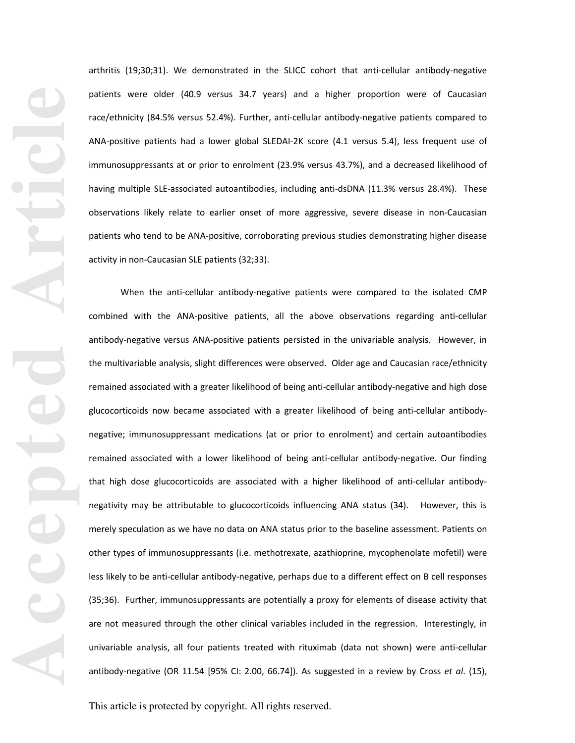arthritis (19;30;31). We demonstrated in the SLICC cohort that anti-cellular antibody-negative patients were older (40.9 versus 34.7 years) and a higher proportion were of Caucasian race/ethnicity (84.5% versus 52.4%). Further, anti-cellular antibody-negative patients compared to ANA-positive patients had a lower global SLEDAI-2K score (4.1 versus 5.4), less frequent use of immunosuppressants at or prior to enrolment (23.9% versus 43.7%), and a decreased likelihood of having multiple SLE-associated autoantibodies, including anti-dsDNA (11.3% versus 28.4%). These observations likely relate to earlier onset of more aggressive, severe disease in non-Caucasian patients who tend to be ANA-positive, corroborating previous studies demonstrating higher disease activity in non-Caucasian SLE patients (32;33).

When the anti-cellular antibody-negative patients were compared to the isolated CMP combined with the ANA-positive patients, all the above observations regarding anti-cellular antibody-negative versus ANA-positive patients persisted in the univariable analysis. However, in the multivariable analysis, slight differences were observed. Older age and Caucasian race/ethnicity remained associated with a greater likelihood of being anti-cellular antibody-negative and high dose glucocorticoids now became associated with a greater likelihood of being anti-cellular antibody-negative; immunosuppressant medications (at or prior to enrolment) and certain autoantibodies remained associated with a lower likelihood of being anti-cellular antibody-negative. Our finding that high dose glucocorticoids are associated with a higher likelihood of anti-cellular antibody-negativity may be attributable to glucocorticoids influencing ANA status (34). However, this is merely speculation as we have no data on ANA status prior to the baseline assessment. Patients on other types of immunosuppressants (i.e. methotrexate, azathioprine, mycophenolate mofetil) were less likely to be anti-cellular antibody-negative, perhaps due to a different effect on B cell responses (35;36). Further, immunosuppressants are potentially a proxy for elements of disease activity that are not measured through the other clinical variables included in the regression. Interestingly, in univariable analysis, all four patients treated with rituximab (data not shown) were anti-cellular antibody-negative (OR 11.54 [95% CI: 2.00, 66.74]). As suggested in a review by Cross *et al*. (15),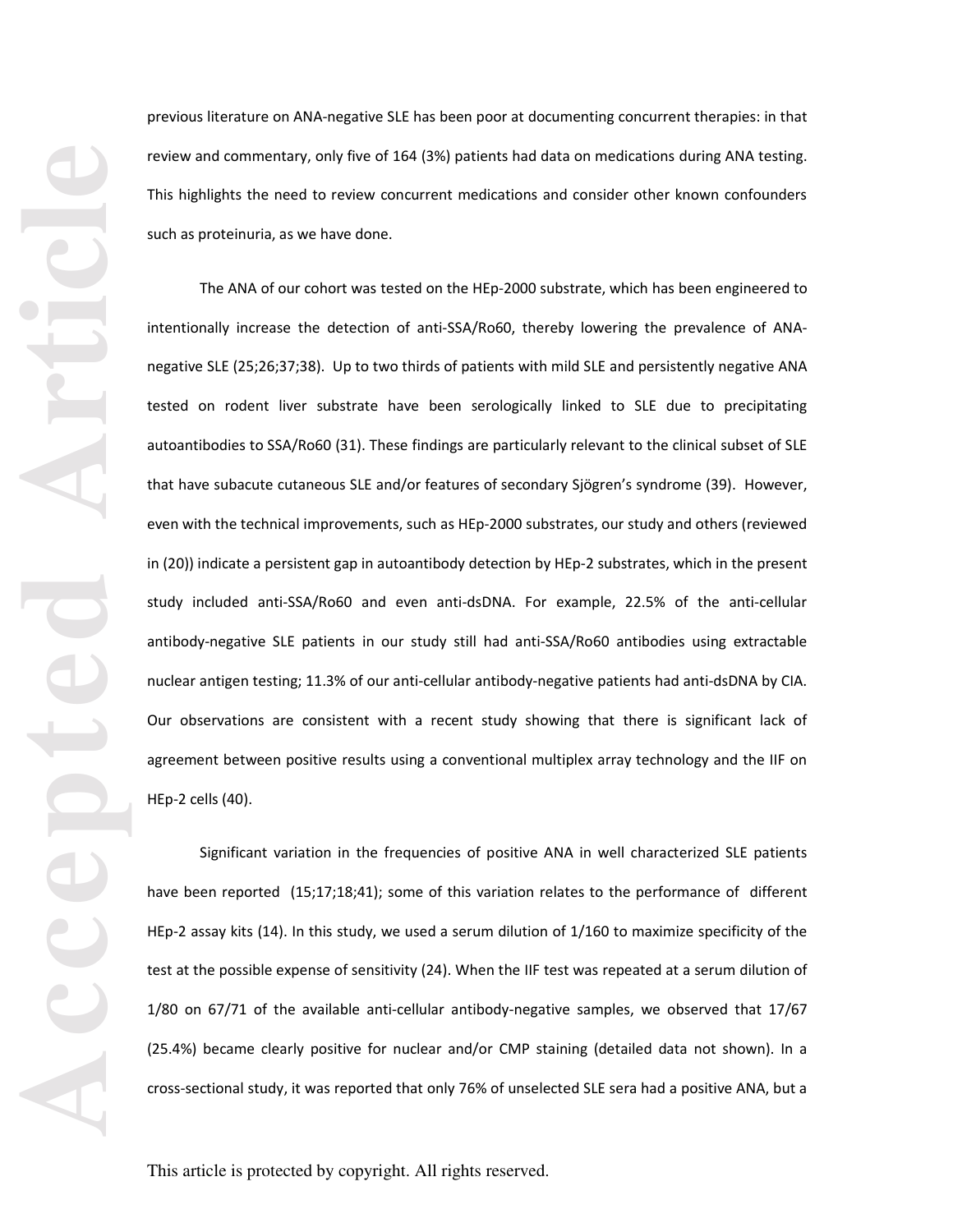previous literature on ANA-negative SLE has been poor at documenting concurrent therapies: in that review and commentary, only five of 164 (3%) patients had data on medications during ANA testing. This highlights the need to review concurrent medications and consider other known confounders such as proteinuria, as we have done.

The ANA of our cohort was tested on the HEp-2000 substrate, which has been engineered to intentionally increase the detection of anti-SSA/Ro60, thereby lowering the prevalence of ANA-negative SLE (25;26;37;38). Up to two thirds of patients with mild SLE and persistently negative ANA tested on rodent liver substrate have been serologically linked to SLE due to precipitating autoantibodies to SSA/Ro60 (31). These findings are particularly relevant to the clinical subset of SLE that have subacute cutaneous SLE and/or features of secondary Sjögren's syndrome (39). However, even with the technical improvements, such as HEp-2000 substrates, our study and others (reviewed in (20)) indicate a persistent gap in autoantibody detection by HEp-2 substrates, which in the present study included anti-SSA/Ro60 and even anti-dsDNA. For example, 22.5% of the anti-cellular antibody-negative SLE patients in our study still had anti-SSA/Ro60 antibodies using extractable nuclear antigen testing; 11.3% of our anti-cellular antibody-negative patients had anti-dsDNA by CIA. Our observations are consistent with a recent study showing that there is significant lack of agreement between positive results using a conventional multiplex array technology and the IIF on HEp-2 cells (40).

Significant variation in the frequencies of positive ANA in well characterized SLE patients have been reported (15;17;18;41); some of this variation relates to the performance of different HEp-2 assay kits (14). In this study, we used a serum dilution of 1/160 to maximize specificity of the test at the possible expense of sensitivity (24). When the IIF test was repeated at a serum dilution of 1/80 on 67/71 of the available anti-cellular antibody-negative samples, we observed that 17/67 (25.4%) became clearly positive for nuclear and/or CMP staining (detailed data not shown). In a cross-sectional study, it was reported that only 76% of unselected SLE sera had a positive ANA, but a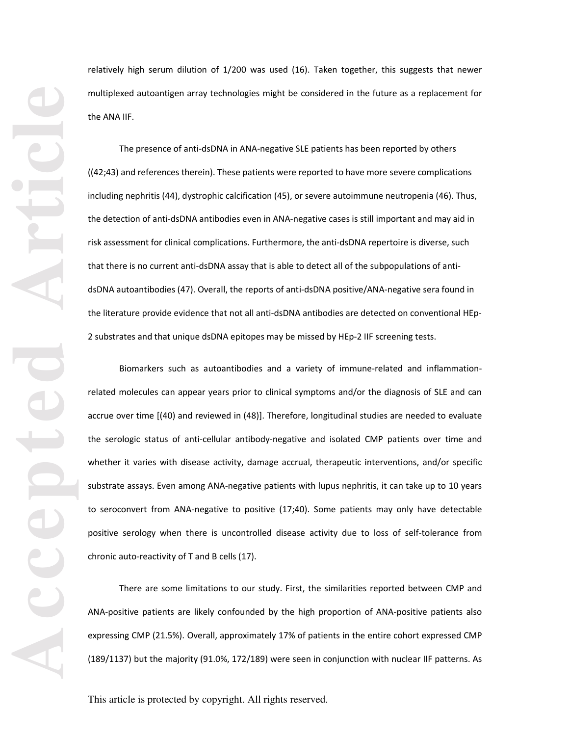relatively high serum dilution of 1/200 was used (16). Taken together, this suggests that newer multiplexed autoantigen array technologies might be considered in the future as a replacement for the ANA IIF.

The presence of anti-dsDNA in ANA-negative SLE patients has been reported by others ((42;43) and references therein). These patients were reported to have more severe complications including nephritis (44), dystrophic calcification (45), or severe autoimmune neutropenia (46). Thus, the detection of anti-dsDNA antibodies even in ANA-negative cases is still important and may aid in risk assessment for clinical complications. Furthermore, the anti-dsDNA repertoire is diverse, such that there is no current anti-dsDNA assay that is able to detect all of the subpopulations of anti-dsDNA autoantibodies (47). Overall, the reports of anti-dsDNA positive/ANA-negative sera found in the literature provide evidence that not all anti-dsDNA antibodies are detected on conventional HEp-2 substrates and that unique dsDNA epitopes may be missed by HEp-2 IIF screening tests.

Biomarkers such as autoantibodies and a variety of immune-related and inflammation-related molecules can appear years prior to clinical symptoms and/or the diagnosis of SLE and can accrue over time [(40) and reviewed in (48)]. Therefore, longitudinal studies are needed to evaluate the serologic status of anti-cellular antibody-negative and isolated CMP patients over time and whether it varies with disease activity, damage accrual, therapeutic interventions, and/or specific substrate assays. Even among ANA-negative patients with lupus nephritis, it can take up to 10 years to seroconvert from ANA-negative to positive (17;40). Some patients may only have detectable positive serology when there is uncontrolled disease activity due to loss of self-tolerance from chronic auto-reactivity of T and B cells (17).

There are some limitations to our study. First, the similarities reported between CMP and ANA-positive patients are likely confounded by the high proportion of ANA-positive patients also expressing CMP (21.5%). Overall, approximately 17% of patients in the entire cohort expressed CMP (189/1137) but the majority (91.0%, 172/189) were seen in conjunction with nuclear IIF patterns. As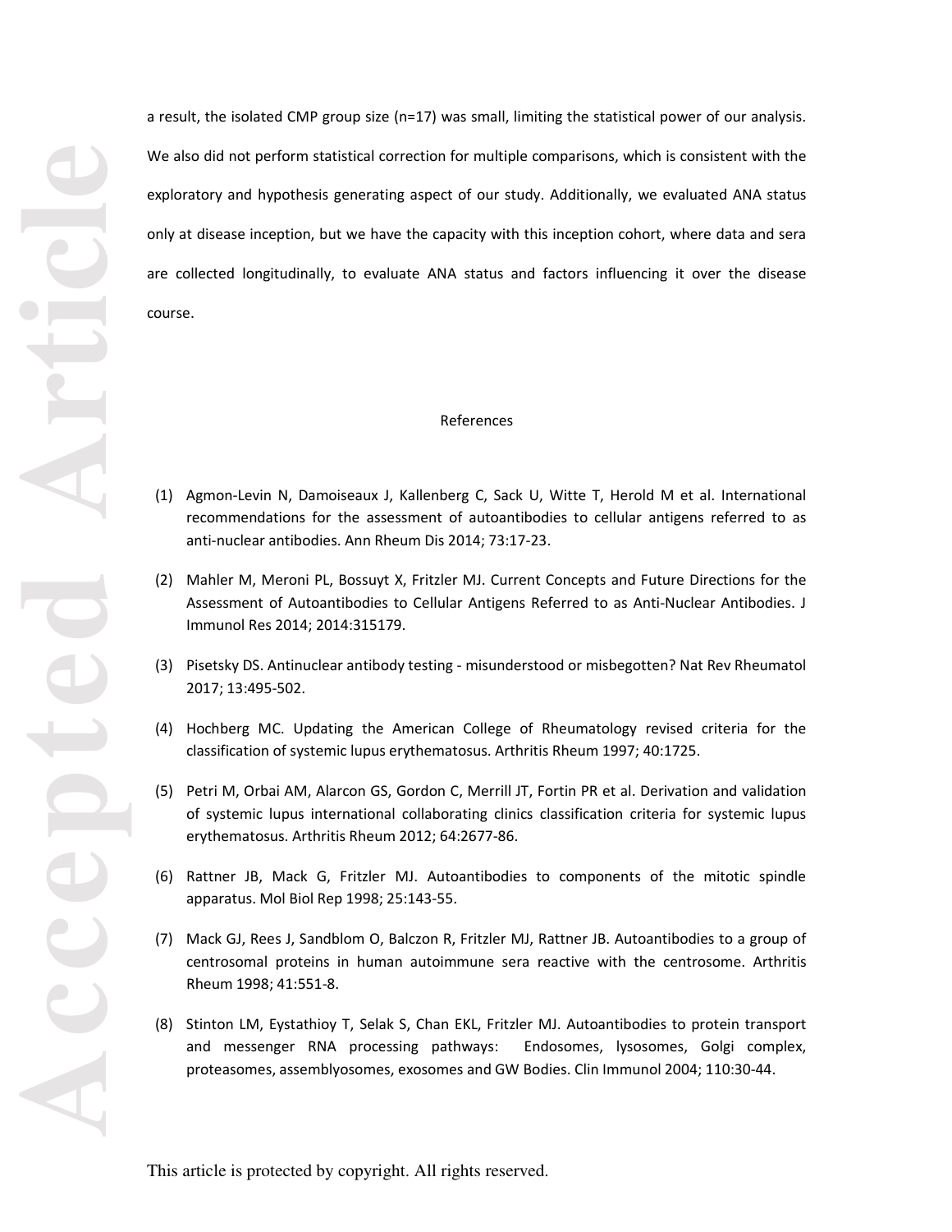a result, the isolated CMP group size (n=17) was small, limiting the statistical power of our analysis. We also did not perform statistical correction for multiple comparisons, which is consistent with the exploratory and hypothesis generating aspect of our study. Additionally, we evaluated ANA status only at disease inception, but we have the capacity with this inception cohort, where data and sera are collected longitudinally, to evaluate ANA status and factors influencing it over the disease course.

## References

(1) Agmon-Levin N, Damoiseaux J, Kallenberg C, Sack U, Witte T, Herold M et al. International recommendations for the assessment of autoantibodies to cellular antigens referred to as anti-nuclear antibodies. Ann Rheum Dis 2014; 73:17-23.

(2) Mahler M, Meroni PL, Bossuyt X, Fritzler MJ. Current Concepts and Future Directions for the Assessment of Autoantibodies to Cellular Antigens Referred to as Anti-Nuclear Antibodies. J Immunol Res 2014; 2014:315179.

(3) Pisetsky DS. Antinuclear antibody testing - misunderstood or misbegotten? Nat Rev Rheumatol 2017; 13:495-502.

(4) Hochberg MC. Updating the American College of Rheumatology revised criteria for the classification of systemic lupus erythematosus. Arthritis Rheum 1997; 40:1725.

(5) Petri M, Orbai AM, Alarcon GS, Gordon C, Merrill JT, Fortin PR et al. Derivation and validation of systemic lupus international collaborating clinics classification criteria for systemic lupus erythematosus. Arthritis Rheum 2012; 64:2677-86.

(6) Rattner JB, Mack G, Fritzler MJ. Autoantibodies to components of the mitotic spindle apparatus. Mol Biol Rep 1998; 25:143-55.

(7) Mack GJ, Rees J, Sandblom O, Balczon R, Fritzler MJ, Rattner JB. Autoantibodies to a group of centrosomal proteins in human autoimmune sera reactive with the centrosome. Arthritis Rheum 1998; 41:551-8.

(8) Stinton LM, Eystathioy T, Selak S, Chan EKL, Fritzler MJ. Autoantibodies to protein transport and messenger RNA processing pathways: Endosomes, lysosomes, Golgi complex, proteasomes, assemblyosomes, exosomes and GW Bodies. Clin Immunol 2004; 110:30-44.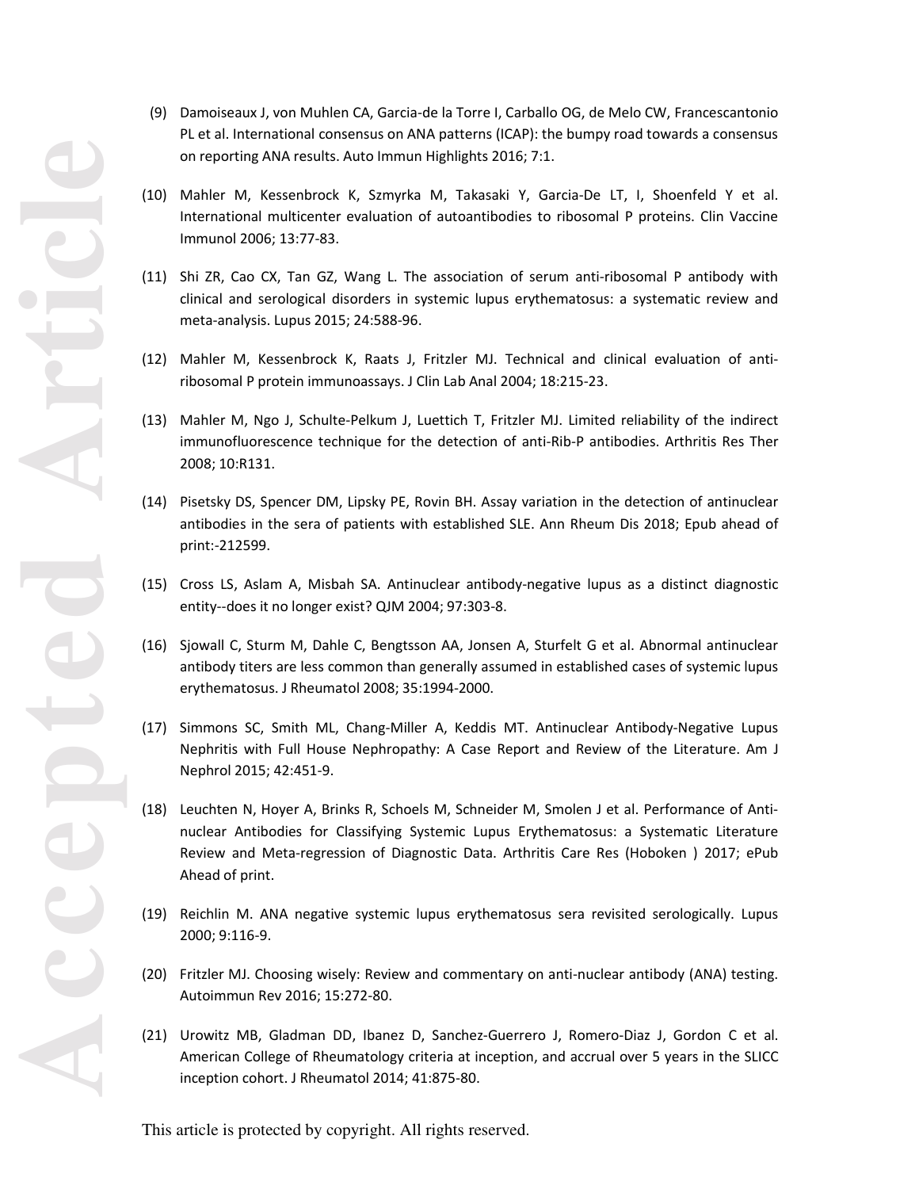(9) Damoiseaux J, von Muhlen CA, Garcia-de la Torre I, Carballo OG, de Melo CW, Francescantonio PL et al. International consensus on ANA patterns (ICAP): the bumpy road towards a consensus on reporting ANA results. Auto Immun Highlights 2016; 7:1.

(10) Mahler M, Kessenbrock K, Szmyrka M, Takasaki Y, Garcia-De LT, I, Shoenfeld Y et al. International multicenter evaluation of autoantibodies to ribosomal P proteins. Clin Vaccine Immunol 2006; 13:77-83.

(11) Shi ZR, Cao CX, Tan GZ, Wang L. The association of serum anti-ribosomal P antibody with clinical and serological disorders in systemic lupus erythematosus: a systematic review and meta-analysis. Lupus 2015; 24:588-96.

(12) Mahler M, Kessenbrock K, Raats J, Fritzler MJ. Technical and clinical evaluation of anti-ribosomal P protein immunoassays. J Clin Lab Anal 2004; 18:215-23.

(13) Mahler M, Ngo J, Schulte-Pelkum J, Luettich T, Fritzler MJ. Limited reliability of the indirect immunofluorescence technique for the detection of anti-Rib-P antibodies. Arthritis Res Ther 2008; 10:R131.

(14) Pisetsky DS, Spencer DM, Lipsky PE, Rovin BH. Assay variation in the detection of antinuclear antibodies in the sera of patients with established SLE. Ann Rheum Dis 2018; Epub ahead of print:-212599.

(15) Cross LS, Aslam A, Misbah SA. Antinuclear antibody-negative lupus as a distinct diagnostic entity--does it no longer exist? QJM 2004; 97:303-8.

(16) Sjowall C, Sturm M, Dahle C, Bengtsson AA, Jonsen A, Sturfelt G et al. Abnormal antinuclear antibody titers are less common than generally assumed in established cases of systemic lupus erythematosus. J Rheumatol 2008; 35:1994-2000.

(17) Simmons SC, Smith ML, Chang-Miller A, Keddis MT. Antinuclear Antibody-Negative Lupus Nephritis with Full House Nephropathy: A Case Report and Review of the Literature. Am J Nephrol 2015; 42:451-9.

(18) Leuchten N, Hoyer A, Brinks R, Schoels M, Schneider M, Smolen J et al. Performance of Anti-nuclear Antibodies for Classifying Systemic Lupus Erythematosus: a Systematic Literature Review and Meta-regression of Diagnostic Data. Arthritis Care Res (Hoboken ) 2017; ePub Ahead of print.

(19) Reichlin M. ANA negative systemic lupus erythematosus sera revisited serologically. Lupus 2000; 9:116-9.

(20) Fritzler MJ. Choosing wisely: Review and commentary on anti-nuclear antibody (ANA) testing. Autoimmun Rev 2016; 15:272-80.

(21) Urowitz MB, Gladman DD, Ibanez D, Sanchez-Guerrero J, Romero-Diaz J, Gordon C et al. American College of Rheumatology criteria at inception, and accrual over 5 years in the SLICC inception cohort. J Rheumatol 2014; 41:875-80.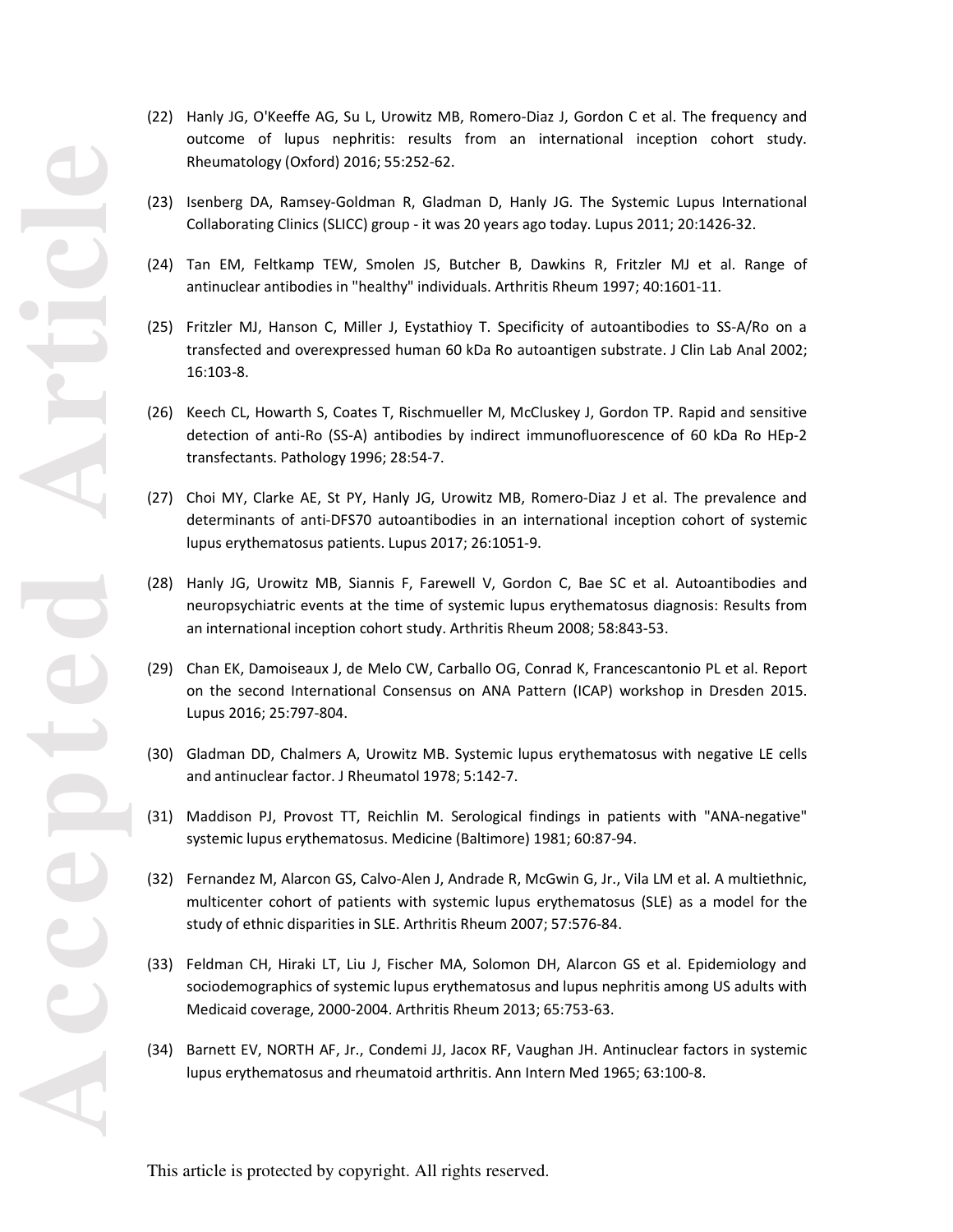(22) Hanly JG, O'Keeffe AG, Su L, Urowitz MB, Romero-Diaz J, Gordon C et al. The frequency and outcome of lupus nephritis: results from an international inception cohort study. Rheumatology (Oxford) 2016; 55:252-62.

(23) Isenberg DA, Ramsey-Goldman R, Gladman D, Hanly JG. The Systemic Lupus International Collaborating Clinics (SLICC) group - it was 20 years ago today. Lupus 2011; 20:1426-32.

(24) Tan EM, Feltkamp TEW, Smolen JS, Butcher B, Dawkins R, Fritzler MJ et al. Range of antinuclear antibodies in "healthy" individuals. Arthritis Rheum 1997; 40:1601-11.

(25) Fritzler MJ, Hanson C, Miller J, Eystathioy T. Specificity of autoantibodies to SS-A/Ro on a transfected and overexpressed human 60 kDa Ro autoantigen substrate. J Clin Lab Anal 2002; 16:103-8.

(26) Keech CL, Howarth S, Coates T, Rischmueller M, McCluskey J, Gordon TP. Rapid and sensitive detection of anti-Ro (SS-A) antibodies by indirect immunofluorescence of 60 kDa Ro HEp-2 transfectants. Pathology 1996; 28:54-7.

(27) Choi MY, Clarke AE, St PY, Hanly JG, Urowitz MB, Romero-Diaz J et al. The prevalence and determinants of anti-DFS70 autoantibodies in an international inception cohort of systemic lupus erythematosus patients. Lupus 2017; 26:1051-9.

(28) Hanly JG, Urowitz MB, Siannis F, Farewell V, Gordon C, Bae SC et al. Autoantibodies and neuropsychiatric events at the time of systemic lupus erythematosus diagnosis: Results from an international inception cohort study. Arthritis Rheum 2008; 58:843-53.

(29) Chan EK, Damoiseaux J, de Melo CW, Carballo OG, Conrad K, Francescantonio PL et al. Report on the second International Consensus on ANA Pattern (ICAP) workshop in Dresden 2015. Lupus 2016; 25:797-804.

(30) Gladman DD, Chalmers A, Urowitz MB. Systemic lupus erythematosus with negative LE cells and antinuclear factor. J Rheumatol 1978; 5:142-7.

(31) Maddison PJ, Provost TT, Reichlin M. Serological findings in patients with "ANA-negative" systemic lupus erythematosus. Medicine (Baltimore) 1981; 60:87-94.

(32) Fernandez M, Alarcon GS, Calvo-Alen J, Andrade R, McGwin G, Jr., Vila LM et al. A multiethnic, multicenter cohort of patients with systemic lupus erythematosus (SLE) as a model for the study of ethnic disparities in SLE. Arthritis Rheum 2007; 57:576-84.

(33) Feldman CH, Hiraki LT, Liu J, Fischer MA, Solomon DH, Alarcon GS et al. Epidemiology and sociodemographics of systemic lupus erythematosus and lupus nephritis among US adults with Medicaid coverage, 2000-2004. Arthritis Rheum 2013; 65:753-63.

(34) Barnett EV, NORTH AF, Jr., Condemi JJ, Jacox RF, Vaughan JH. Antinuclear factors in systemic lupus erythematosus and rheumatoid arthritis. Ann Intern Med 1965; 63:100-8.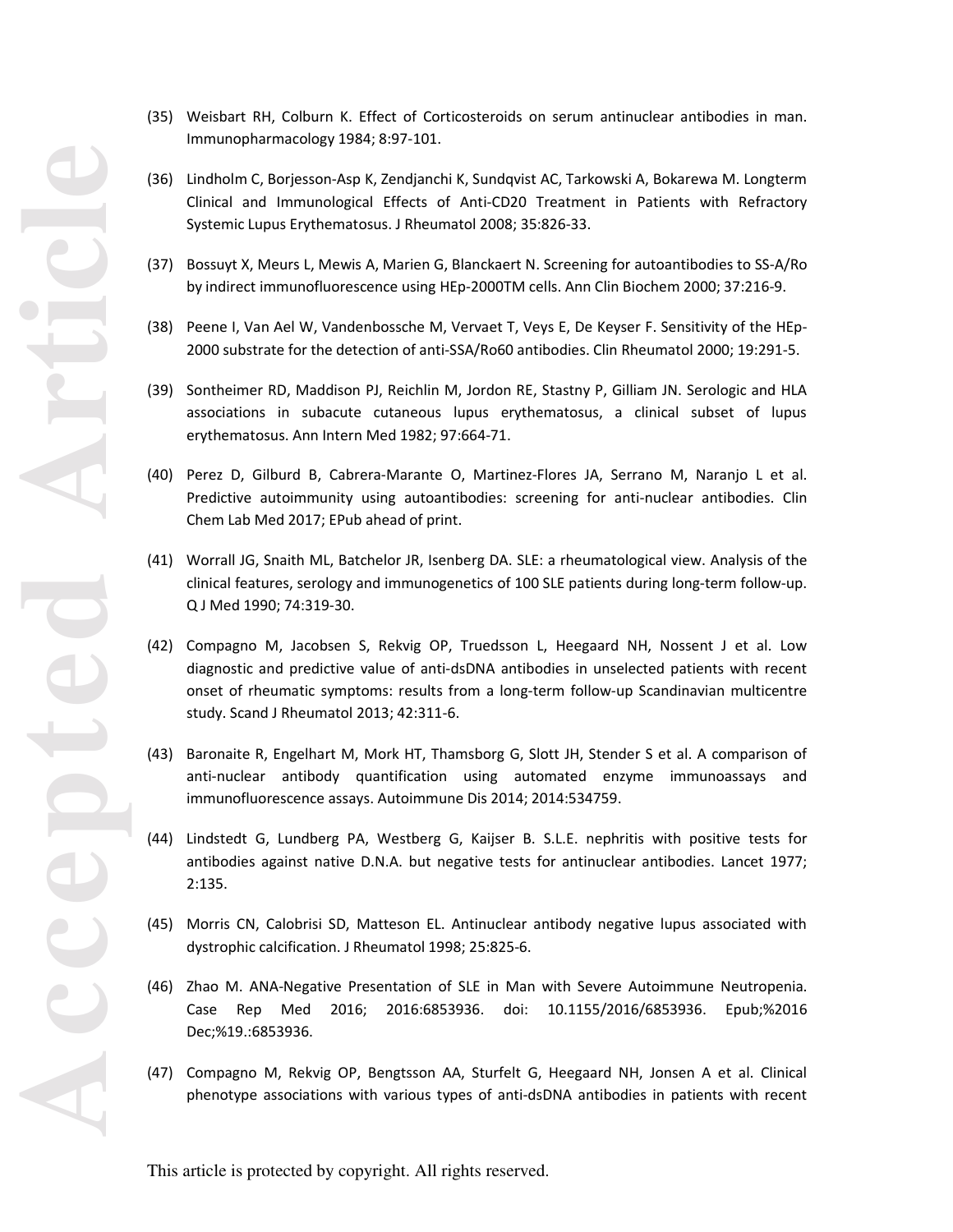(35) Weisbart RH, Colburn K. Effect of Corticosteroids on serum antinuclear antibodies in man. Immunopharmacology 1984; 8:97-101.

(36) Lindholm C, Borjesson-Asp K, Zendjanchi K, Sundqvist AC, Tarkowski A, Bokarewa M. Longterm Clinical and Immunological Effects of Anti-CD20 Treatment in Patients with Refractory Systemic Lupus Erythematosus. J Rheumatol 2008; 35:826-33.

(37) Bossuyt X, Meurs L, Mewis A, Marien G, Blanckaert N. Screening for autoantibodies to SS-A/Ro by indirect immunofluorescence using HEp-2000TM cells. Ann Clin Biochem 2000; 37:216-9.

(38) Peene I, Van Ael W, Vandenbossche M, Vervaet T, Veys E, De Keyser F. Sensitivity of the HEp-2000 substrate for the detection of anti-SSA/Ro60 antibodies. Clin Rheumatol 2000; 19:291-5.

(39) Sontheimer RD, Maddison PJ, Reichlin M, Jordon RE, Stastny P, Gilliam JN. Serologic and HLA associations in subacute cutaneous lupus erythematosus, a clinical subset of lupus erythematosus. Ann Intern Med 1982; 97:664-71.

(40) Perez D, Gilburd B, Cabrera-Marante O, Martinez-Flores JA, Serrano M, Naranjo L et al. Predictive autoimmunity using autoantibodies: screening for anti-nuclear antibodies. Clin Chem Lab Med 2017; EPub ahead of print.

(41) Worrall JG, Snaith ML, Batchelor JR, Isenberg DA. SLE: a rheumatological view. Analysis of the clinical features, serology and immunogenetics of 100 SLE patients during long-term follow-up. Q J Med 1990; 74:319-30.

(42) Compagno M, Jacobsen S, Rekvig OP, Truedsson L, Heegaard NH, Nossent J et al. Low diagnostic and predictive value of anti-dsDNA antibodies in unselected patients with recent onset of rheumatic symptoms: results from a long-term follow-up Scandinavian multicentre study. Scand J Rheumatol 2013; 42:311-6.

(43) Baronaite R, Engelhart M, Mork HT, Thamsborg G, Slott JH, Stender S et al. A comparison of anti-nuclear antibody quantification using automated enzyme immunoassays and immunofluorescence assays. Autoimmune Dis 2014; 2014:534759.

(44) Lindstedt G, Lundberg PA, Westberg G, Kaijser B. S.L.E. nephritis with positive tests for antibodies against native D.N.A. but negative tests for antinuclear antibodies. Lancet 1977; 2:135.

(45) Morris CN, Calobrisi SD, Matteson EL. Antinuclear antibody negative lupus associated with dystrophic calcification. J Rheumatol 1998; 25:825-6.

(46) Zhao M. ANA-Negative Presentation of SLE in Man with Severe Autoimmune Neutropenia. Case Rep Med 2016; 2016:6853936. doi: 10.1155/2016/6853936. Epub;%2016 Dec;%19.:6853936.

(47) Compagno M, Rekvig OP, Bengtsson AA, Sturfelt G, Heegaard NH, Jonsen A et al. Clinical phenotype associations with various types of anti-dsDNA antibodies in patients with recent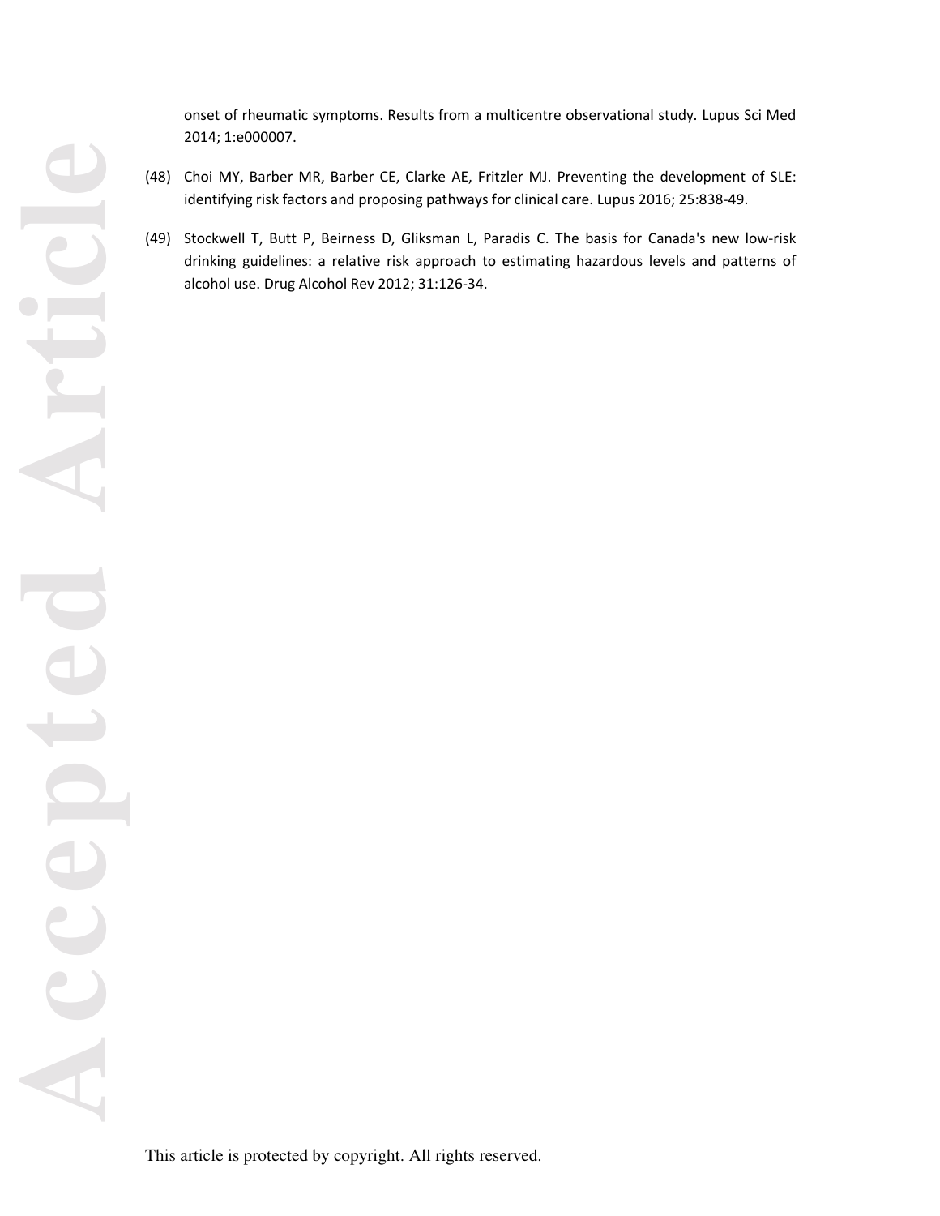onset of rheumatic symptoms. Results from a multicentre observational study. Lupus Sci Med 2014; 1:e000007.

(48) Choi MY, Barber MR, Barber CE, Clarke AE, Fritzler MJ. Preventing the development of SLE: identifying risk factors and proposing pathways for clinical care. Lupus 2016; 25:838-49.

(49) Stockwell T, Butt P, Beirness D, Gliksman L, Paradis C. The basis for Canada's new low-risk drinking guidelines: a relative risk approach to estimating hazardous levels and patterns of alcohol use. Drug Alcohol Rev 2012; 31:126-34.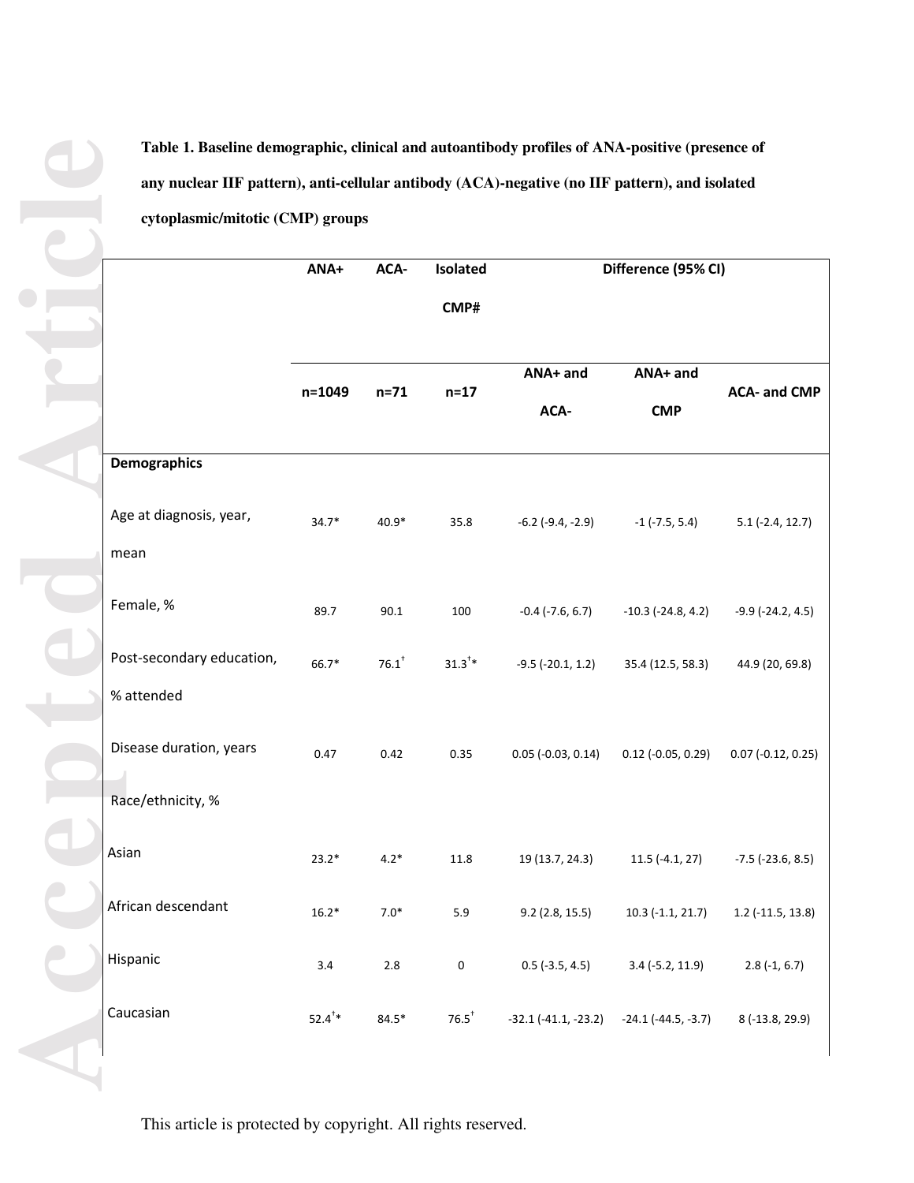**Table 1. Baseline demographic, clinical and autoantibody profiles of ANA-positive (presence of any nuclear IIF pattern), anti-cellular antibody (ACA)-negative (no IIF pattern), and isolated cytoplasmic/mitotic (CMP) groups**

| | ANA+ | ACA- | Isolated CMP# | Difference (95% CI) | | |
|---|---|---|---|---|---|---|
| | n=1049 | n=71 | n=17 | ANA+ and ACA- | ANA+ and CMP | ACA- and CMP |
| **Demographics** | | | | | | |
| Age at diagnosis, year, mean | 34.7* | 40.9* | 35.8 | -6.2 (-9.4, -2.9) | -1 (-7.5, 5.4) | 5.1 (-2.4, 12.7) |
| Female, % | 89.7 | 90.1 | 100 | -0.4 (-7.6, 6.7) | -10.3 (-24.8, 4.2) | -9.9 (-24.2, 4.5) |
| Post-secondary education, % attended | 66.7* | 76.1[†] | 31.3[†]* | -9.5 (-20.1, 1.2) | 35.4 (12.5, 58.3) | 44.9 (20, 69.8) |
| Disease duration, years | 0.47 | 0.42 | 0.35 | 0.05 (-0.03, 0.14) | 0.12 (-0.05, 0.29) | 0.07 (-0.12, 0.25) |
| Race/ethnicity, % | | | | | | |
| Asian | 23.2* | 4.2* | 11.8 | 19 (13.7, 24.3) | 11.5 (-4.1, 27) | -7.5 (-23.6, 8.5) |
| African descendant | 16.2* | 7.0* | 5.9 | 9.2 (2.8, 15.5) | 10.3 (-1.1, 21.7) | 1.2 (-11.5, 13.8) |
| Hispanic | 3.4 | 2.8 | 0 | 0.5 (-3.5, 4.5) | 3.4 (-5.2, 11.9) | 2.8 (-1, 6.7) |
| Caucasian | 52.4[†]* | 84.5* | 76.5[†] | -32.1 (-41.1, -23.2) | -24.1 (-44.5, -3.7) | 8 (-13.8, 29.9) |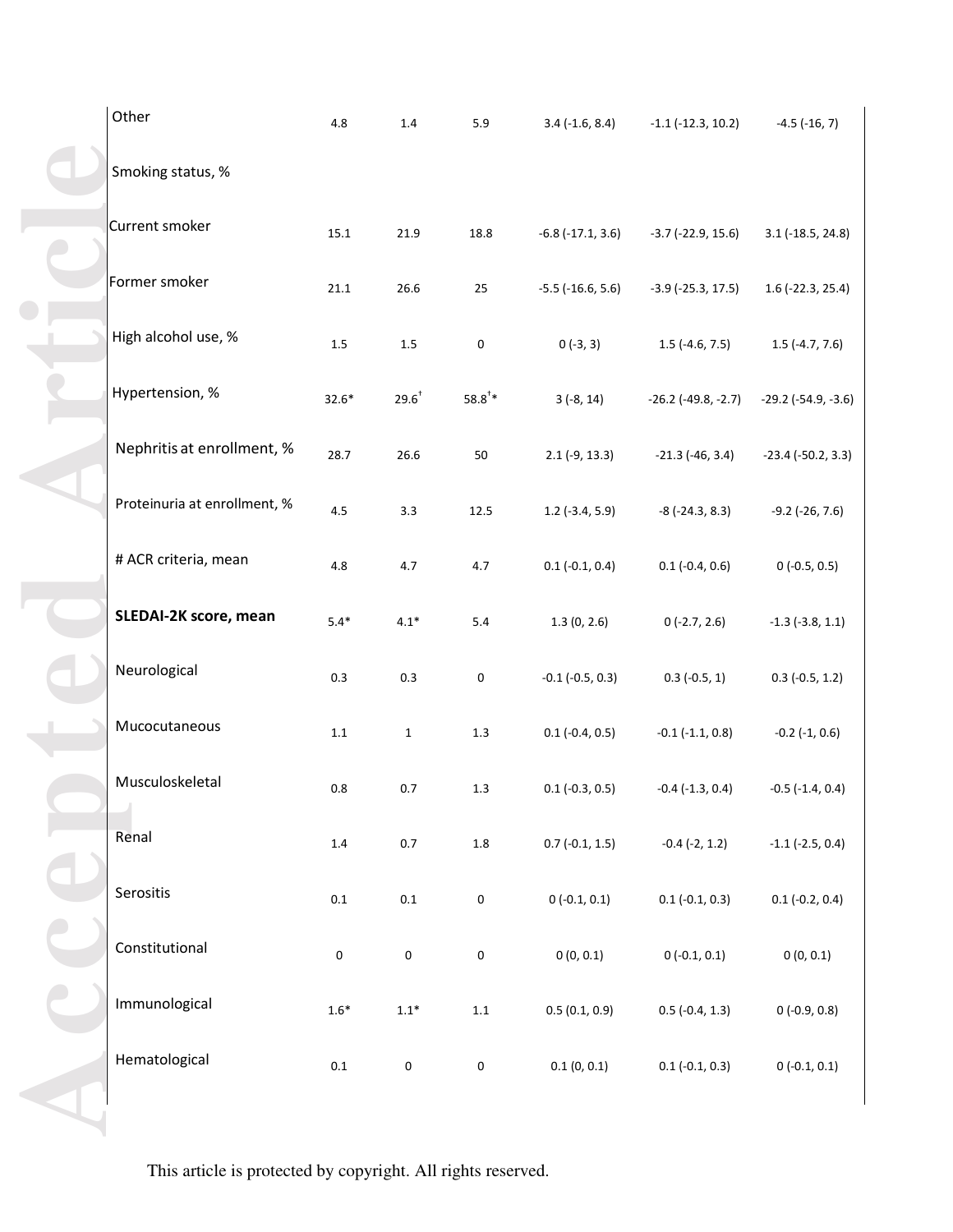| | | | | | | |
|---|---|---|---|---|---|---|
| Other | 4.8 | 1.4 | 5.9 | 3.4 (-1.6, 8.4) | -1.1 (-12.3, 10.2) | -4.5 (-16, 7) |
| Smoking status, % | | | | | | |
| Current smoker | 15.1 | 21.9 | 18.8 | -6.8 (-17.1, 3.6) | -3.7 (-22.9, 15.6) | 3.1 (-18.5, 24.8) |
| Former smoker | 21.1 | 26.6 | 25 | -5.5 (-16.6, 5.6) | -3.9 (-25.3, 17.5) | 1.6 (-22.3, 25.4) |
| High alcohol use, % | 1.5 | 1.5 | 0 | 0 (-3, 3) | 1.5 (-4.6, 7.5) | 1.5 (-4.7, 7.6) |
| Hypertension, % | 32.6* | 29.6† | 58.8†* | 3 (-8, 14) | -26.2 (-49.8, -2.7) | -29.2 (-54.9, -3.6) |
| Nephritis at enrollment, % | 28.7 | 26.6 | 50 | 2.1 (-9, 13.3) | -21.3 (-46, 3.4) | -23.4 (-50.2, 3.3) |
| Proteinuria at enrollment, % | 4.5 | 3.3 | 12.5 | 1.2 (-3.4, 5.9) | -8 (-24.3, 8.3) | -9.2 (-26, 7.6) |
| # ACR criteria, mean | 4.8 | 4.7 | 4.7 | 0.1 (-0.1, 0.4) | 0.1 (-0.4, 0.6) | 0 (-0.5, 0.5) |
| **SLEDAI-2K score, mean** | 5.4* | 4.1* | 5.4 | 1.3 (0, 2.6) | 0 (-2.7, 2.6) | -1.3 (-3.8, 1.1) |
| Neurological | 0.3 | 0.3 | 0 | -0.1 (-0.5, 0.3) | 0.3 (-0.5, 1) | 0.3 (-0.5, 1.2) |
| Mucocutaneous | 1.1 | 1 | 1.3 | 0.1 (-0.4, 0.5) | -0.1 (-1.1, 0.8) | -0.2 (-1, 0.6) |
| Musculoskeletal | 0.8 | 0.7 | 1.3 | 0.1 (-0.3, 0.5) | -0.4 (-1.3, 0.4) | -0.5 (-1.4, 0.4) |
| Renal | 1.4 | 0.7 | 1.8 | 0.7 (-0.1, 1.5) | -0.4 (-2, 1.2) | -1.1 (-2.5, 0.4) |
| Serositis | 0.1 | 0.1 | 0 | 0 (-0.1, 0.1) | 0.1 (-0.1, 0.3) | 0.1 (-0.2, 0.4) |
| Constitutional | 0 | 0 | 0 | 0 (0, 0.1) | 0 (-0.1, 0.1) | 0 (0, 0.1) |
| Immunological | 1.6* | 1.1* | 1.1 | 0.5 (0.1, 0.9) | 0.5 (-0.4, 1.3) | 0 (-0.9, 0.8) |
| Hematological | 0.1 | 0 | 0 | 0.1 (0, 0.1) | 0.1 (-0.1, 0.3) | 0 (-0.1, 0.1) |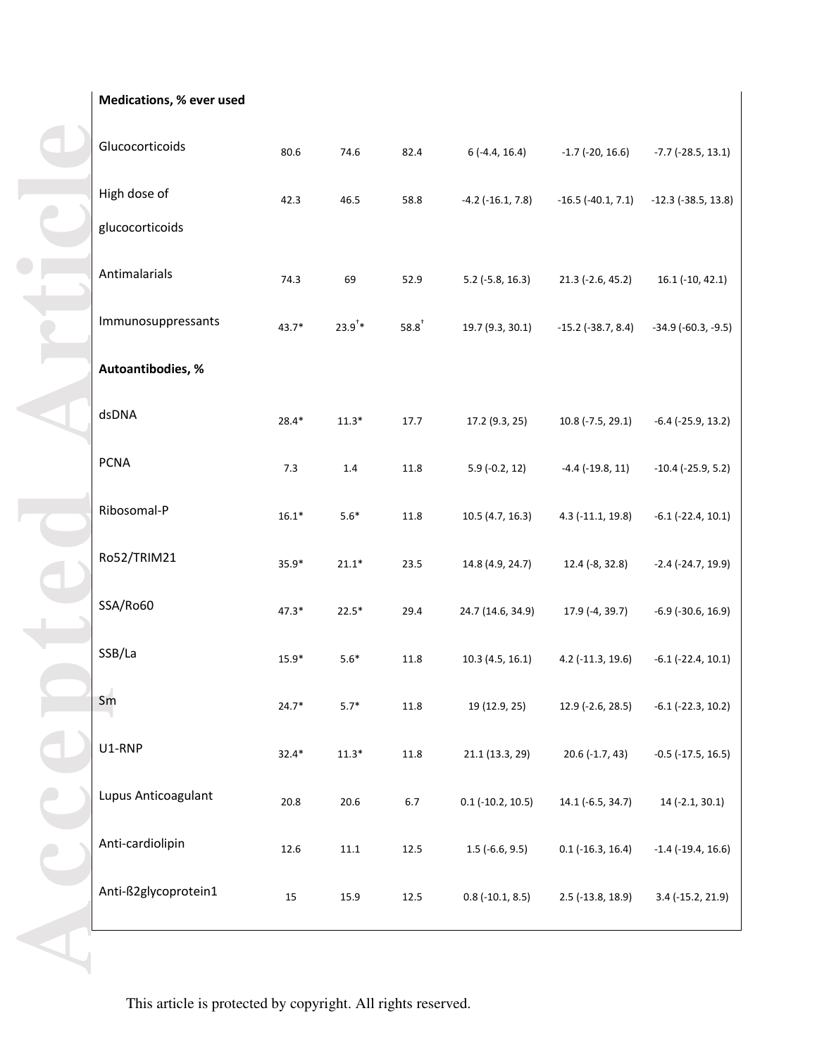| | | | | | | |
|---|---|---|---|---|---|---|
| **Medications, % ever used** | | | | | | |
| Glucocorticoids | 80.6 | 74.6 | 82.4 | 6 (-4.4, 16.4) | -1.7 (-20, 16.6) | -7.7 (-28.5, 13.1) |
| High dose of glucocorticoids | 42.3 | 46.5 | 58.8 | -4.2 (-16.1, 7.8) | -16.5 (-40.1, 7.1) | -12.3 (-38.5, 13.8) |
| Antimalarials | 74.3 | 69 | 52.9 | 5.2 (-5.8, 16.3) | 21.3 (-2.6, 45.2) | 16.1 (-10, 42.1) |
| Immunosuppressants | 43.7* | 23.9†* | 58.8† | 19.7 (9.3, 30.1) | -15.2 (-38.7, 8.4) | -34.9 (-60.3, -9.5) |
| **Autoantibodies, %** | | | | | | |
| dsDNA | 28.4* | 11.3* | 17.7 | 17.2 (9.3, 25) | 10.8 (-7.5, 29.1) | -6.4 (-25.9, 13.2) |
| PCNA | 7.3 | 1.4 | 11.8 | 5.9 (-0.2, 12) | -4.4 (-19.8, 11) | -10.4 (-25.9, 5.2) |
| Ribosomal-P | 16.1* | 5.6* | 11.8 | 10.5 (4.7, 16.3) | 4.3 (-11.1, 19.8) | -6.1 (-22.4, 10.1) |
| Ro52/TRIM21 | 35.9* | 21.1* | 23.5 | 14.8 (4.9, 24.7) | 12.4 (-8, 32.8) | -2.4 (-24.7, 19.9) |
| SSA/Ro60 | 47.3* | 22.5* | 29.4 | 24.7 (14.6, 34.9) | 17.9 (-4, 39.7) | -6.9 (-30.6, 16.9) |
| SSB/La | 15.9* | 5.6* | 11.8 | 10.3 (4.5, 16.1) | 4.2 (-11.3, 19.6) | -6.1 (-22.4, 10.1) |
| Sm | 24.7* | 5.7* | 11.8 | 19 (12.9, 25) | 12.9 (-2.6, 28.5) | -6.1 (-22.3, 10.2) |
| U1-RNP | 32.4* | 11.3* | 11.8 | 21.1 (13.3, 29) | 20.6 (-1.7, 43) | -0.5 (-17.5, 16.5) |
| Lupus Anticoagulant | 20.8 | 20.6 | 6.7 | 0.1 (-10.2, 10.5) | 14.1 (-6.5, 34.7) | 14 (-2.1, 30.1) |
| Anti-cardiolipin | 12.6 | 11.1 | 12.5 | 1.5 (-6.6, 9.5) | 0.1 (-16.3, 16.4) | -1.4 (-19.4, 16.6) |
| Anti-ß2glycoprotein1 | 15 | 15.9 | 12.5 | 0.8 (-10.1, 8.5) | 2.5 (-13.8, 18.9) | 3.4 (-15.2, 21.9) |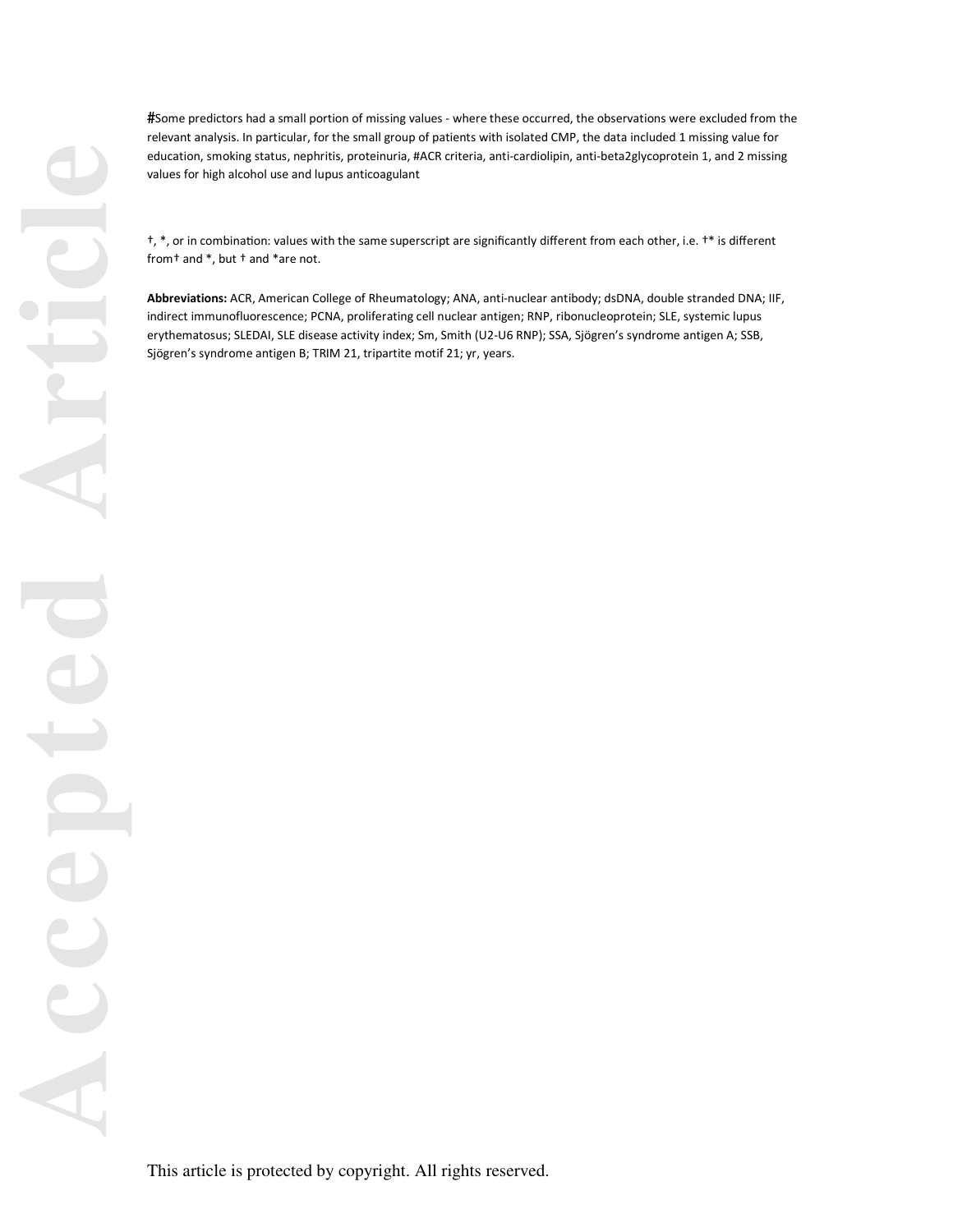#Some predictors had a small portion of missing values - where these occurred, the observations were excluded from the relevant analysis. In particular, for the small group of patients with isolated CMP, the data included 1 missing value for education, smoking status, nephritis, proteinuria, #ACR criteria, anti-cardiolipin, anti-beta2glycoprotein 1, and 2 missing values for high alcohol use and lupus anticoagulant

†, *, or in combination: values with the same superscript are significantly different from each other, i.e. †* is different from† and *, but † and *are not.

**Abbreviations:** ACR, American College of Rheumatology; ANA, anti-nuclear antibody; dsDNA, double stranded DNA; IIF, indirect immunofluorescence; PCNA, proliferating cell nuclear antigen; RNP, ribonucleoprotein; SLE, systemic lupus erythematosus; SLEDAI, SLE disease activity index; Sm, Smith (U2-U6 RNP); SSA, Sjögren's syndrome antigen A; SSB, Sjögren's syndrome antigen B; TRIM 21, tripartite motif 21; yr, years.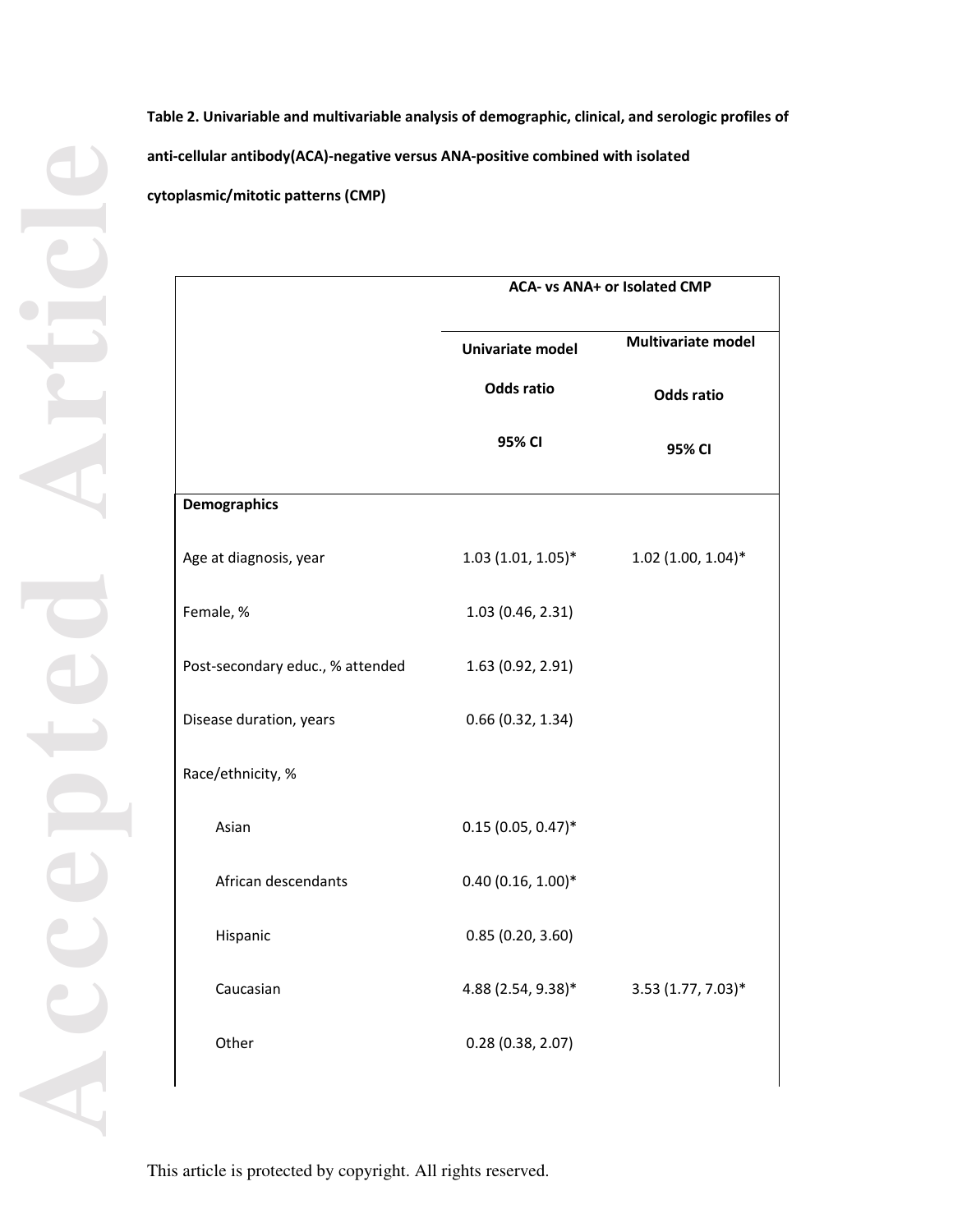**Table 2. Univariable and multivariable analysis of demographic, clinical, and serologic profiles of anti-cellular antibody(ACA)-negative versus ANA-positive combined with isolated cytoplasmic/mitotic patterns (CMP)**

| | ACA- vs ANA+ or Isolated CMP | |
|---|---|---|
| | Univariate model Odds ratio 95% CI | Multivariate model Odds ratio 95% CI |
| **Demographics** | | |
| Age at diagnosis, year | 1.03 (1.01, 1.05)* | 1.02 (1.00, 1.04)* |
| Female, % | 1.03 (0.46, 2.31) | |
| Post-secondary educ., % attended | 1.63 (0.92, 2.91) | |
| Disease duration, years | 0.66 (0.32, 1.34) | |
| Race/ethnicity, % | | |
| Asian | 0.15 (0.05, 0.47)* | |
| African descendants | 0.40 (0.16, 1.00)* | |
| Hispanic | 0.85 (0.20, 3.60) | |
| Caucasian | 4.88 (2.54, 9.38)* | 3.53 (1.77, 7.03)* |
| Other | 0.28 (0.38, 2.07) | |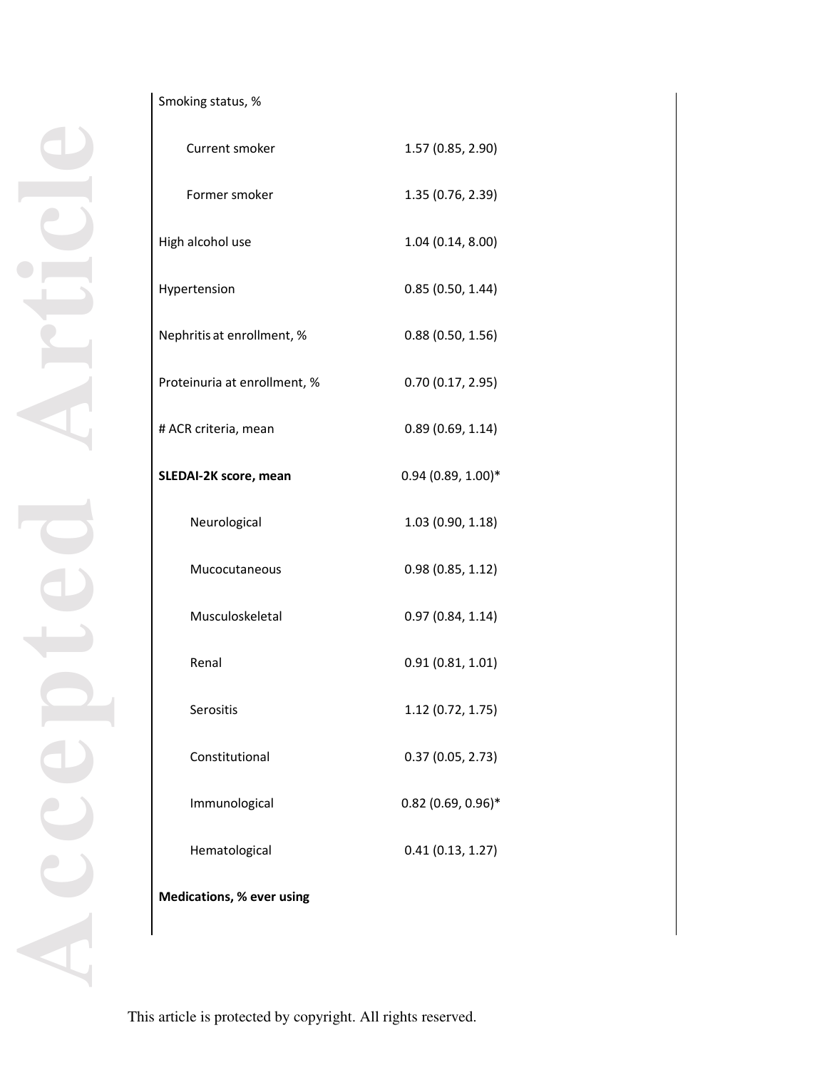| | |
|---|---|
| Smoking status, % | |
| Current smoker | 1.57 (0.85, 2.90) |
| Former smoker | 1.35 (0.76, 2.39) |
| High alcohol use | 1.04 (0.14, 8.00) |
| Hypertension | 0.85 (0.50, 1.44) |
| Nephritis at enrollment, % | 0.88 (0.50, 1.56) |
| Proteinuria at enrollment, % | 0.70 (0.17, 2.95) |
| # ACR criteria, mean | 0.89 (0.69, 1.14) |
| **SLEDAI-2K score, mean** | 0.94 (0.89, 1.00)* |
| Neurological | 1.03 (0.90, 1.18) |
| Mucocutaneous | 0.98 (0.85, 1.12) |
| Musculoskeletal | 0.97 (0.84, 1.14) |
| Renal | 0.91 (0.81, 1.01) |
| Serositis | 1.12 (0.72, 1.75) |
| Constitutional | 0.37 (0.05, 2.73) |
| Immunological | 0.82 (0.69, 0.96)* |
| Hematological | 0.41 (0.13, 1.27) |
| **Medications, % ever using** | |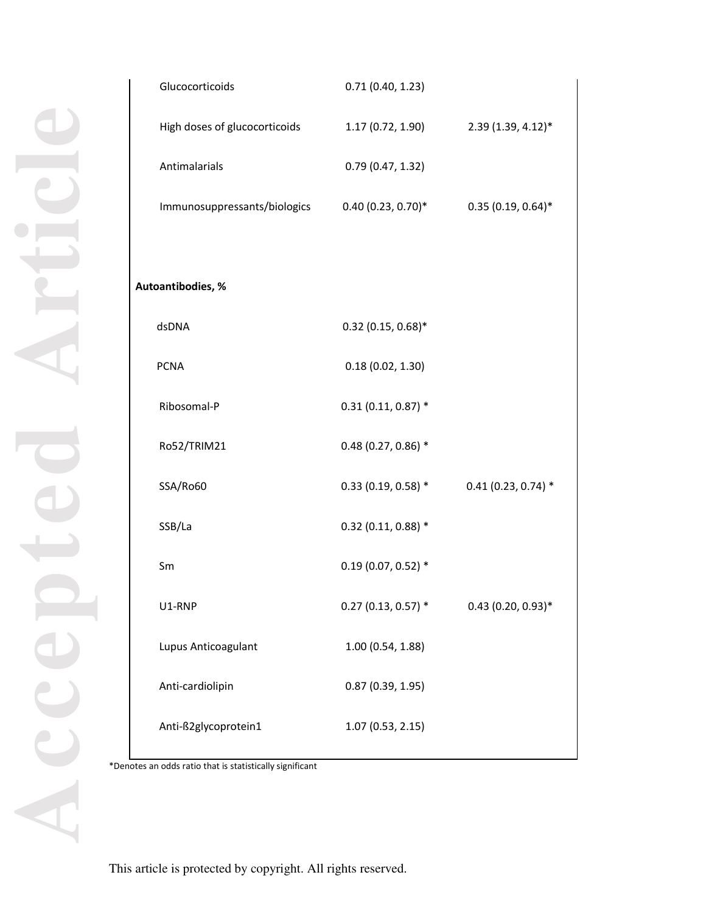| | | |
|---|---|---|
| Glucocorticoids | 0.71 (0.40, 1.23) | |
| High doses of glucocorticoids | 1.17 (0.72, 1.90) | 2.39 (1.39, 4.12)* |
| Antimalarials | 0.79 (0.47, 1.32) | |
| Immunosuppressants/biologics | 0.40 (0.23, 0.70)* | 0.35 (0.19, 0.64)* |
| **Autoantibodies, %** | | |
| dsDNA | 0.32 (0.15, 0.68)* | |
| PCNA | 0.18 (0.02, 1.30) | |
| Ribosomal-P | 0.31 (0.11, 0.87) * | |
| Ro52/TRIM21 | 0.48 (0.27, 0.86) * | |
| SSA/Ro60 | 0.33 (0.19, 0.58) * | 0.41 (0.23, 0.74) * |
| SSB/La | 0.32 (0.11, 0.88) * | |
| Sm | 0.19 (0.07, 0.52) * | |
| U1-RNP | 0.27 (0.13, 0.57) * | 0.43 (0.20, 0.93)* |
| Lupus Anticoagulant | 1.00 (0.54, 1.88) | |
| Anti-cardiolipin | 0.87 (0.39, 1.95) | |
| Anti-ß2glycoprotein1 | 1.07 (0.53, 2.15) | |

*Denotes an odds ratio that is statistically significant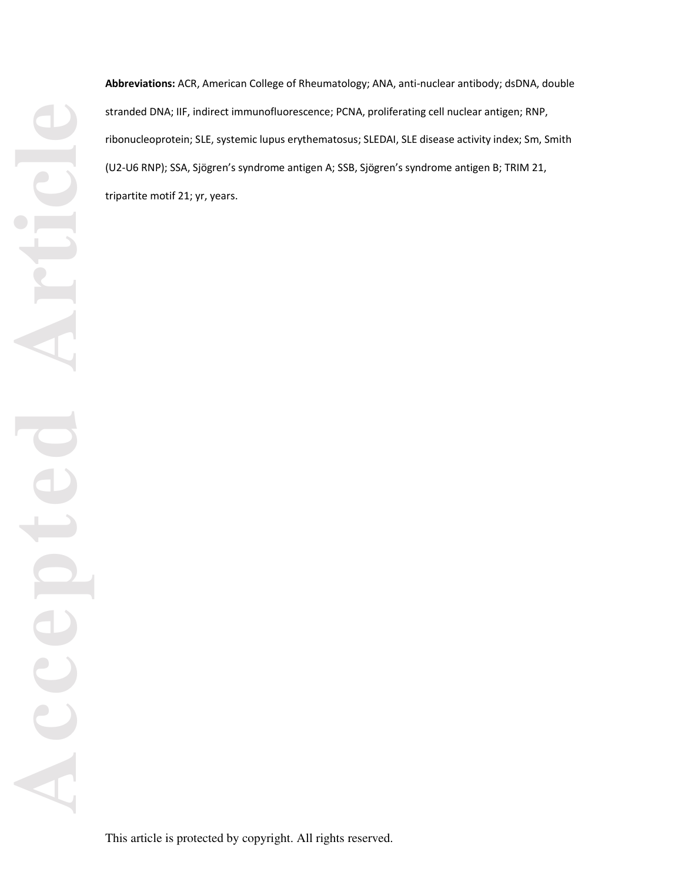**Abbreviations:** ACR, American College of Rheumatology; ANA, anti-nuclear antibody; dsDNA, double stranded DNA; IIF, indirect immunofluorescence; PCNA, proliferating cell nuclear antigen; RNP, ribonucleoprotein; SLE, systemic lupus erythematosus; SLEDAI, SLE disease activity index; Sm, Smith (U2-U6 RNP); SSA, Sjögren's syndrome antigen A; SSB, Sjögren's syndrome antigen B; TRIM 21, tripartite motif 21; yr, years.